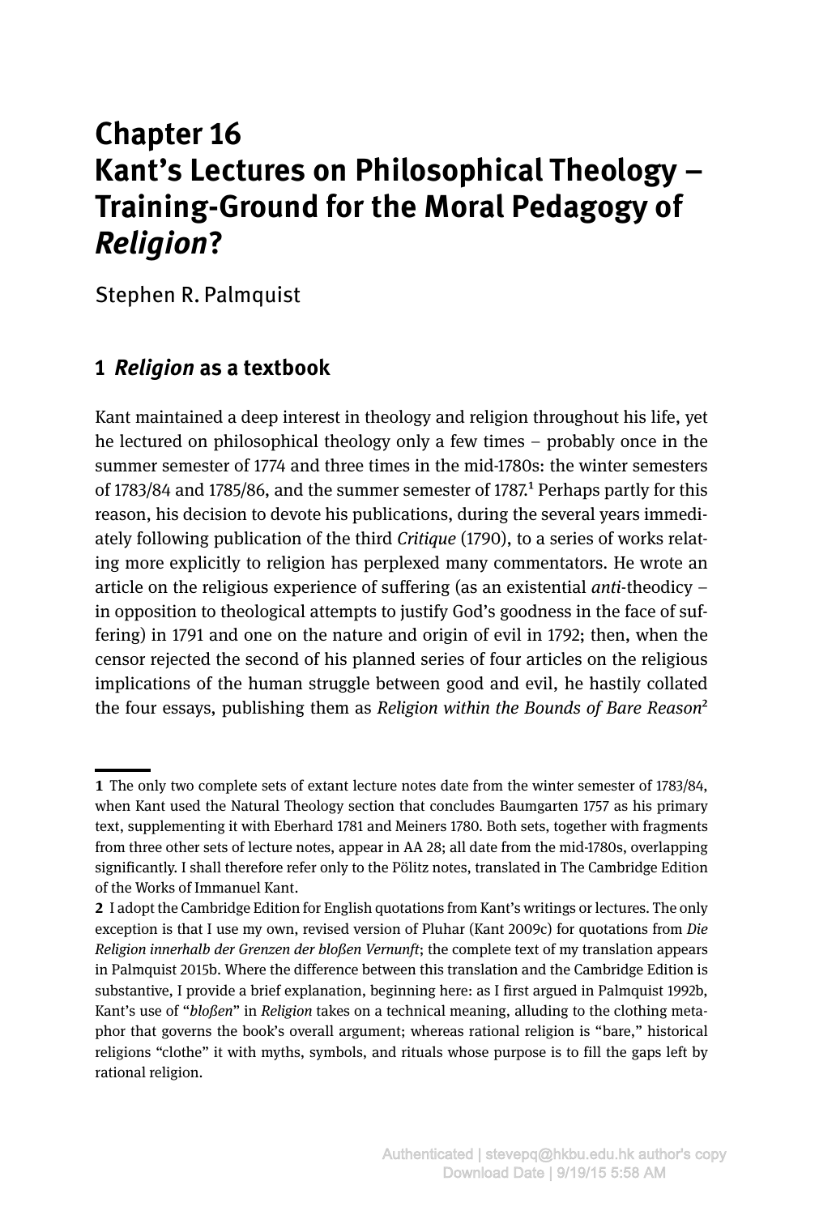# Chapter 16
# Kant's Lectures on Philosophical Theology – Training-Ground for the Moral Pedagogy of *Religion*?

Stephen R. Palmquist

## 1 *Religion* as a textbook

Kant maintained a deep interest in theology and religion throughout his life, yet he lectured on philosophical theology only a few times – probably once in the summer semester of 1774 and three times in the mid-1780s: the winter semesters of 1783/84 and 1785/86, and the summer semester of 1787.[1] Perhaps partly for this reason, his decision to devote his publications, during the several years immediately following publication of the third *Critique* (1790), to a series of works relating more explicitly to religion has perplexed many commentators. He wrote an article on the religious experience of suffering (as an existential *anti*-theodicy – in opposition to theological attempts to justify God's goodness in the face of suffering) in 1791 and one on the nature and origin of evil in 1792; then, when the censor rejected the second of his planned series of four articles on the religious implications of the human struggle between good and evil, he hastily collated the four essays, publishing them as *Religion within the Bounds of Bare Reason*[2]

---

**1** The only two complete sets of extant lecture notes date from the winter semester of 1783/84, when Kant used the Natural Theology section that concludes Baumgarten 1757 as his primary text, supplementing it with Eberhard 1781 and Meiners 1780. Both sets, together with fragments from three other sets of lecture notes, appear in AA 28; all date from the mid-1780s, overlapping significantly. I shall therefore refer only to the Pölitz notes, translated in The Cambridge Edition of the Works of Immanuel Kant.

**2** I adopt the Cambridge Edition for English quotations from Kant's writings or lectures. The only exception is that I use my own, revised version of Pluhar (Kant 2009c) for quotations from *Die Religion innerhalb der Grenzen der bloßen Vernunft*; the complete text of my translation appears in Palmquist 2015b. Where the difference between this translation and the Cambridge Edition is substantive, I provide a brief explanation, beginning here: as I first argued in Palmquist 1992b, Kant's use of "*bloßen*" in *Religion* takes on a technical meaning, alluding to the clothing metaphor that governs the book's overall argument; whereas rational religion is "bare," historical religions "clothe" it with myths, symbols, and rituals whose purpose is to fill the gaps left by rational religion.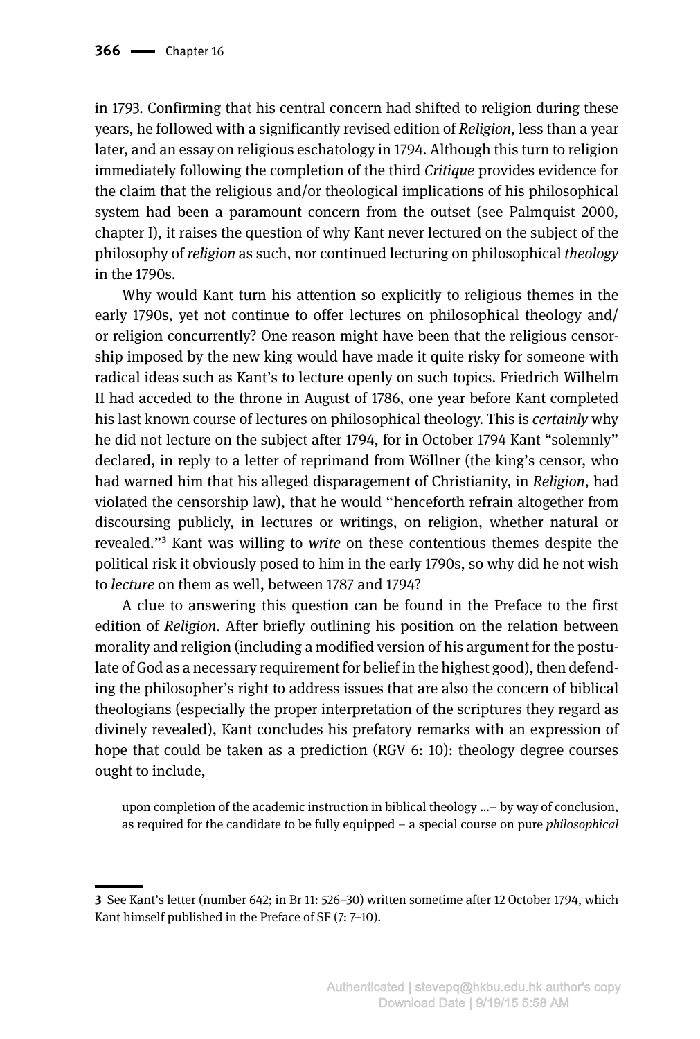in 1793. Confirming that his central concern had shifted to religion during these years, he followed with a significantly revised edition of *Religion*, less than a year later, and an essay on religious eschatology in 1794. Although this turn to religion immediately following the completion of the third *Critique* provides evidence for the claim that the religious and/or theological implications of his philosophical system had been a paramount concern from the outset (see Palmquist 2000, chapter I), it raises the question of why Kant never lectured on the subject of the philosophy of *religion* as such, nor continued lecturing on philosophical *theology* in the 1790s.

Why would Kant turn his attention so explicitly to religious themes in the early 1790s, yet not continue to offer lectures on philosophical theology and/or religion concurrently? One reason might have been that the religious censorship imposed by the new king would have made it quite risky for someone with radical ideas such as Kant's to lecture openly on such topics. Friedrich Wilhelm II had acceded to the throne in August of 1786, one year before Kant completed his last known course of lectures on philosophical theology. This is *certainly* why he did not lecture on the subject after 1794, for in October 1794 Kant "solemnly" declared, in reply to a letter of reprimand from Wöllner (the king's censor, who had warned him that his alleged disparagement of Christianity, in *Religion*, had violated the censorship law), that he would "henceforth refrain altogether from discoursing publicly, in lectures or writings, on religion, whether natural or revealed."[3] Kant was willing to *write* on these contentious themes despite the political risk it obviously posed to him in the early 1790s, so why did he not wish to *lecture* on them as well, between 1787 and 1794?

A clue to answering this question can be found in the Preface to the first edition of *Religion*. After briefly outlining his position on the relation between morality and religion (including a modified version of his argument for the postulate of God as a necessary requirement for belief in the highest good), then defending the philosopher's right to address issues that are also the concern of biblical theologians (especially the proper interpretation of the scriptures they regard as divinely revealed), Kant concludes his prefatory remarks with an expression of hope that could be taken as a prediction (RGV 6: 10): theology degree courses ought to include,

> upon completion of the academic instruction in biblical theology …– by way of conclusion, as required for the candidate to be fully equipped – a special course on pure *philosophical*

---

3 See Kant's letter (number 642; in Br 11: 526–30) written sometime after 12 October 1794, which Kant himself published in the Preface of SF (7: 7–10).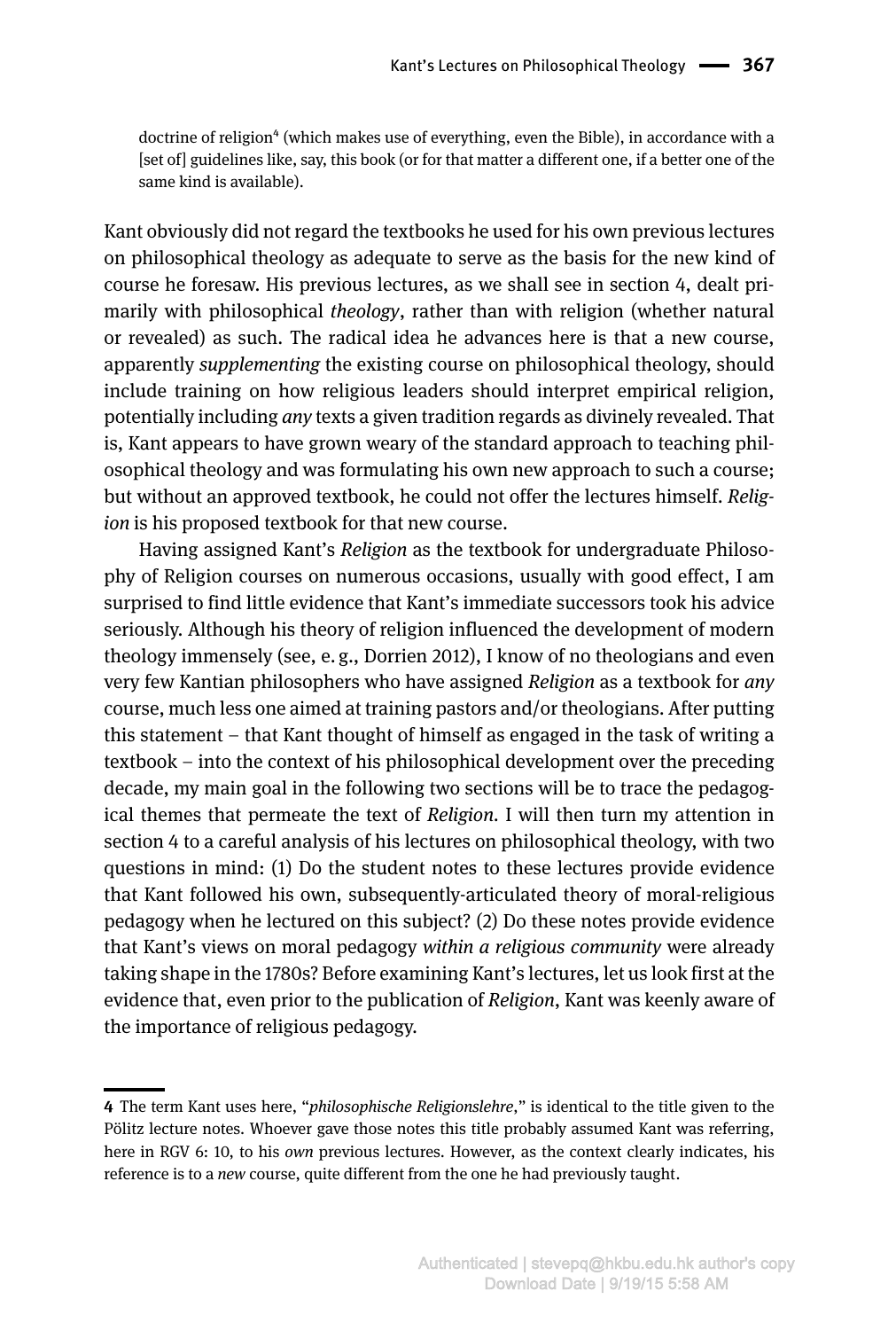> doctrine of religion[4] (which makes use of everything, even the Bible), in accordance with a [set of] guidelines like, say, this book (or for that matter a different one, if a better one of the same kind is available).

Kant obviously did not regard the textbooks he used for his own previous lectures on philosophical theology as adequate to serve as the basis for the new kind of course he foresaw. His previous lectures, as we shall see in section 4, dealt primarily with philosophical *theology*, rather than with religion (whether natural or revealed) as such. The radical idea he advances here is that a new course, apparently *supplementing* the existing course on philosophical theology, should include training on how religious leaders should interpret empirical religion, potentially including *any* texts a given tradition regards as divinely revealed. That is, Kant appears to have grown weary of the standard approach to teaching philosophical theology and was formulating his own new approach to such a course; but without an approved textbook, he could not offer the lectures himself. *Religion* is his proposed textbook for that new course.

Having assigned Kant's *Religion* as the textbook for undergraduate Philosophy of Religion courses on numerous occasions, usually with good effect, I am surprised to find little evidence that Kant's immediate successors took his advice seriously. Although his theory of religion influenced the development of modern theology immensely (see, e. g., Dorrien 2012), I know of no theologians and even very few Kantian philosophers who have assigned *Religion* as a textbook for *any* course, much less one aimed at training pastors and/or theologians. After putting this statement – that Kant thought of himself as engaged in the task of writing a textbook – into the context of his philosophical development over the preceding decade, my main goal in the following two sections will be to trace the pedagogical themes that permeate the text of *Religion*. I will then turn my attention in section 4 to a careful analysis of his lectures on philosophical theology, with two questions in mind: (1) Do the student notes to these lectures provide evidence that Kant followed his own, subsequently-articulated theory of moral-religious pedagogy when he lectured on this subject? (2) Do these notes provide evidence that Kant's views on moral pedagogy *within a religious community* were already taking shape in the 1780s? Before examining Kant's lectures, let us look first at the evidence that, even prior to the publication of *Religion*, Kant was keenly aware of the importance of religious pedagogy.

---

**4** The term Kant uses here, "*philosophische Religionslehre*," is identical to the title given to the Pölitz lecture notes. Whoever gave those notes this title probably assumed Kant was referring, here in RGV 6: 10, to his *own* previous lectures. However, as the context clearly indicates, his reference is to a *new* course, quite different from the one he had previously taught.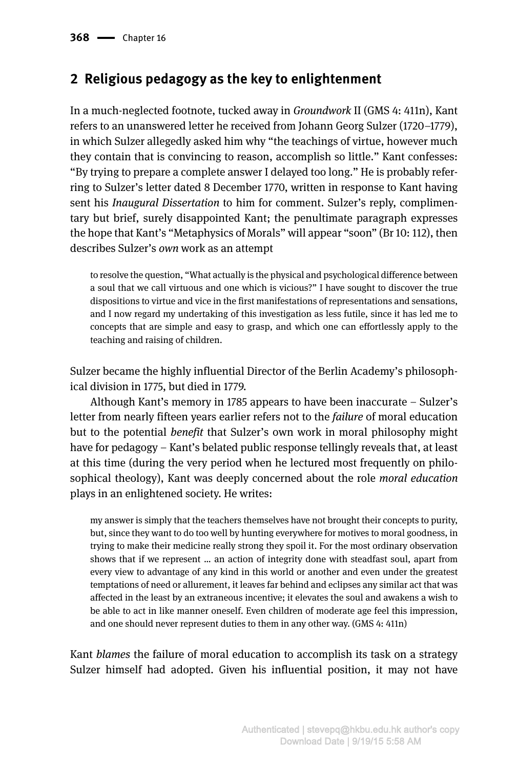## 2 Religious pedagogy as the key to enlightenment

In a much-neglected footnote, tucked away in *Groundwork* II (GMS 4: 411n), Kant refers to an unanswered letter he received from Johann Georg Sulzer (1720–1779), in which Sulzer allegedly asked him why "the teachings of virtue, however much they contain that is convincing to reason, accomplish so little." Kant confesses: "By trying to prepare a complete answer I delayed too long." He is probably referring to Sulzer's letter dated 8 December 1770, written in response to Kant having sent his *Inaugural Dissertation* to him for comment. Sulzer's reply, complimentary but brief, surely disappointed Kant; the penultimate paragraph expresses the hope that Kant's "Metaphysics of Morals" will appear "soon" (Br 10: 112), then describes Sulzer's *own* work as an attempt

> to resolve the question, "What actually is the physical and psychological difference between a soul that we call virtuous and one which is vicious?" I have sought to discover the true dispositions to virtue and vice in the first manifestations of representations and sensations, and I now regard my undertaking of this investigation as less futile, since it has led me to concepts that are simple and easy to grasp, and which one can effortlessly apply to the teaching and raising of children.

Sulzer became the highly influential Director of the Berlin Academy's philosophical division in 1775, but died in 1779.

Although Kant's memory in 1785 appears to have been inaccurate – Sulzer's letter from nearly fifteen years earlier refers not to the *failure* of moral education but to the potential *benefit* that Sulzer's own work in moral philosophy might have for pedagogy – Kant's belated public response tellingly reveals that, at least at this time (during the very period when he lectured most frequently on philosophical theology), Kant was deeply concerned about the role *moral education* plays in an enlightened society. He writes:

> my answer is simply that the teachers themselves have not brought their concepts to purity, but, since they want to do too well by hunting everywhere for motives to moral goodness, in trying to make their medicine really strong they spoil it. For the most ordinary observation shows that if we represent … an action of integrity done with steadfast soul, apart from every view to advantage of any kind in this world or another and even under the greatest temptations of need or allurement, it leaves far behind and eclipses any similar act that was affected in the least by an extraneous incentive; it elevates the soul and awakens a wish to be able to act in like manner oneself. Even children of moderate age feel this impression, and one should never represent duties to them in any other way. (GMS 4: 411n)

Kant *blames* the failure of moral education to accomplish its task on a strategy Sulzer himself had adopted. Given his influential position, it may not have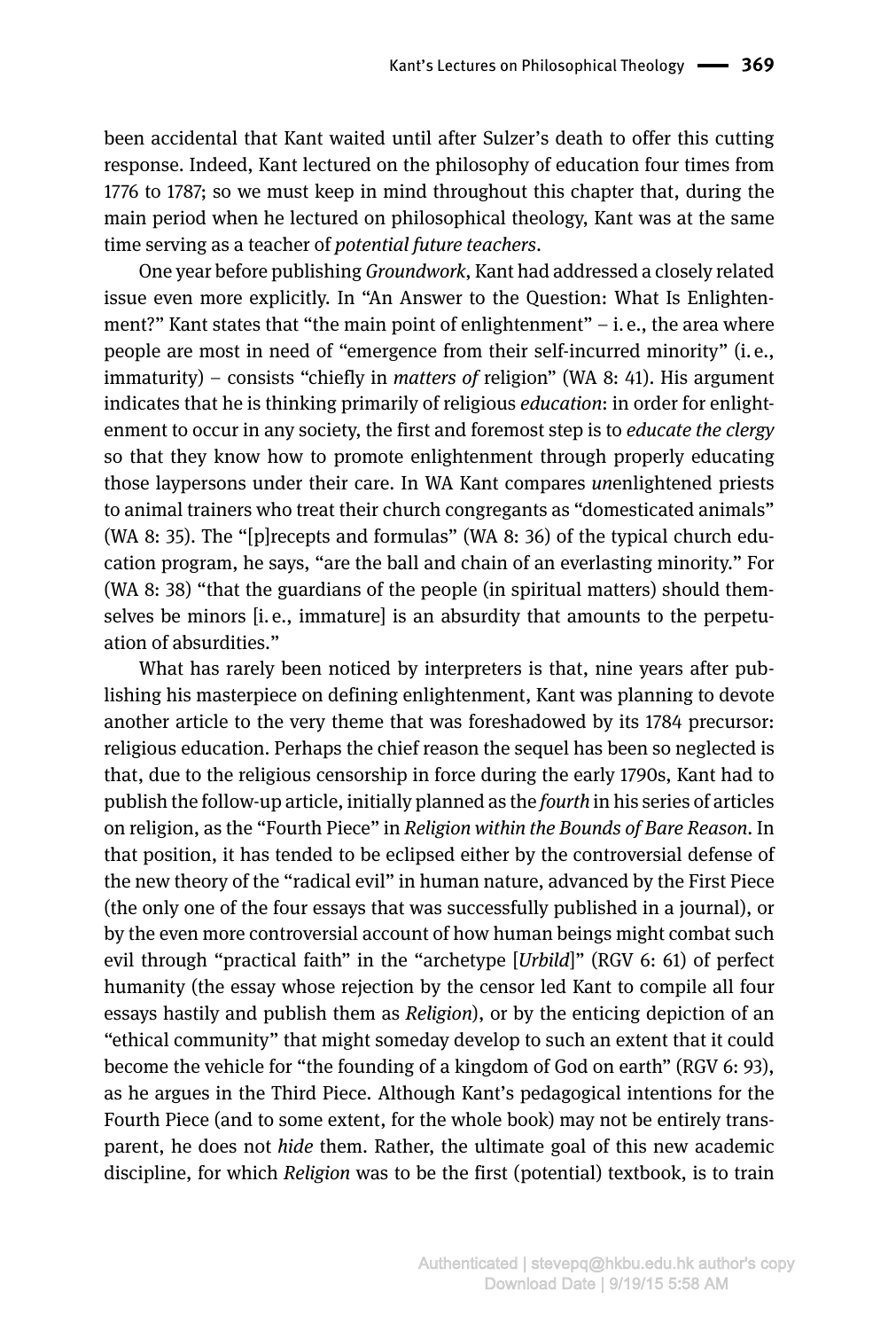been accidental that Kant waited until after Sulzer's death to offer this cutting response. Indeed, Kant lectured on the philosophy of education four times from 1776 to 1787; so we must keep in mind throughout this chapter that, during the main period when he lectured on philosophical theology, Kant was at the same time serving as a teacher of *potential future teachers*.

One year before publishing *Groundwork*, Kant had addressed a closely related issue even more explicitly. In "An Answer to the Question: What Is Enlightenment?" Kant states that "the main point of enlightenment" – i. e., the area where people are most in need of "emergence from their self-incurred minority" (i. e., immaturity) – consists "chiefly in *matters of* religion" (WA 8: 41). His argument indicates that he is thinking primarily of religious *education*: in order for enlightenment to occur in any society, the first and foremost step is to *educate the clergy* so that they know how to promote enlightenment through properly educating those laypersons under their care. In WA Kant compares *un*enlightened priests to animal trainers who treat their church congregants as "domesticated animals" (WA 8: 35). The "[p]recepts and formulas" (WA 8: 36) of the typical church education program, he says, "are the ball and chain of an everlasting minority." For (WA 8: 38) "that the guardians of the people (in spiritual matters) should themselves be minors [i. e., immature] is an absurdity that amounts to the perpetuation of absurdities."

What has rarely been noticed by interpreters is that, nine years after publishing his masterpiece on defining enlightenment, Kant was planning to devote another article to the very theme that was foreshadowed by its 1784 precursor: religious education. Perhaps the chief reason the sequel has been so neglected is that, due to the religious censorship in force during the early 1790s, Kant had to publish the follow-up article, initially planned as the *fourth* in his series of articles on religion, as the "Fourth Piece" in *Religion within the Bounds of Bare Reason*. In that position, it has tended to be eclipsed either by the controversial defense of the new theory of the "radical evil" in human nature, advanced by the First Piece (the only one of the four essays that was successfully published in a journal), or by the even more controversial account of how human beings might combat such evil through "practical faith" in the "archetype [*Urbild*]" (RGV 6: 61) of perfect humanity (the essay whose rejection by the censor led Kant to compile all four essays hastily and publish them as *Religion*), or by the enticing depiction of an "ethical community" that might someday develop to such an extent that it could become the vehicle for "the founding of a kingdom of God on earth" (RGV 6: 93), as he argues in the Third Piece. Although Kant's pedagogical intentions for the Fourth Piece (and to some extent, for the whole book) may not be entirely transparent, he does not *hide* them. Rather, the ultimate goal of this new academic discipline, for which *Religion* was to be the first (potential) textbook, is to train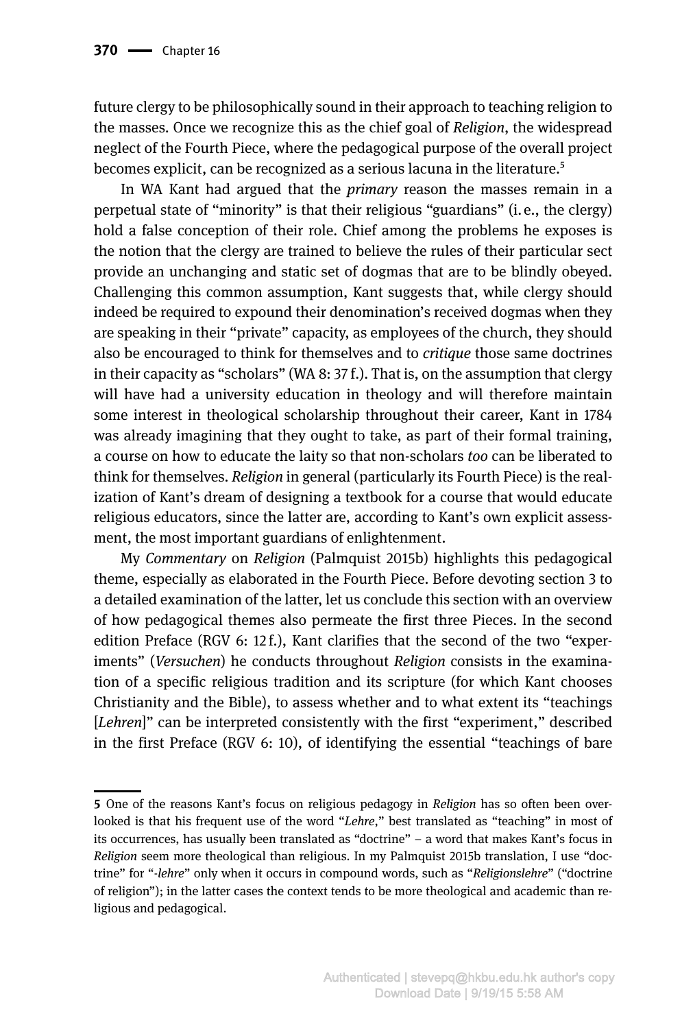future clergy to be philosophically sound in their approach to teaching religion to the masses. Once we recognize this as the chief goal of *Religion*, the widespread neglect of the Fourth Piece, where the pedagogical purpose of the overall project becomes explicit, can be recognized as a serious lacuna in the literature.[5]

In WA Kant had argued that the *primary* reason the masses remain in a perpetual state of "minority" is that their religious "guardians" (i.e., the clergy) hold a false conception of their role. Chief among the problems he exposes is the notion that the clergy are trained to believe the rules of their particular sect provide an unchanging and static set of dogmas that are to be blindly obeyed. Challenging this common assumption, Kant suggests that, while clergy should indeed be required to expound their denomination's received dogmas when they are speaking in their "private" capacity, as employees of the church, they should also be encouraged to think for themselves and to *critique* those same doctrines in their capacity as "scholars" (WA 8: 37 f.). That is, on the assumption that clergy will have had a university education in theology and will therefore maintain some interest in theological scholarship throughout their career, Kant in 1784 was already imagining that they ought to take, as part of their formal training, a course on how to educate the laity so that non-scholars *too* can be liberated to think for themselves. *Religion* in general (particularly its Fourth Piece) is the realization of Kant's dream of designing a textbook for a course that would educate religious educators, since the latter are, according to Kant's own explicit assessment, the most important guardians of enlightenment.

My *Commentary* on *Religion* (Palmquist 2015b) highlights this pedagogical theme, especially as elaborated in the Fourth Piece. Before devoting section 3 to a detailed examination of the latter, let us conclude this section with an overview of how pedagogical themes also permeate the first three Pieces. In the second edition Preface (RGV 6: 12 f.), Kant clarifies that the second of the two "experiments" (*Versuchen*) he conducts throughout *Religion* consists in the examination of a specific religious tradition and its scripture (for which Kant chooses Christianity and the Bible), to assess whether and to what extent its "teachings [*Lehren*]" can be interpreted consistently with the first "experiment," described in the first Preface (RGV 6: 10), of identifying the essential "teachings of bare

---

**5** One of the reasons Kant's focus on religious pedagogy in *Religion* has so often been overlooked is that his frequent use of the word "*Lehre*," best translated as "teaching" in most of its occurrences, has usually been translated as "doctrine" – a word that makes Kant's focus in *Religion* seem more theological than religious. In my Palmquist 2015b translation, I use "doctrine" for "*-lehre*" only when it occurs in compound words, such as "*Religionslehre*" ("doctrine of religion"); in the latter cases the context tends to be more theological and academic than religious and pedagogical.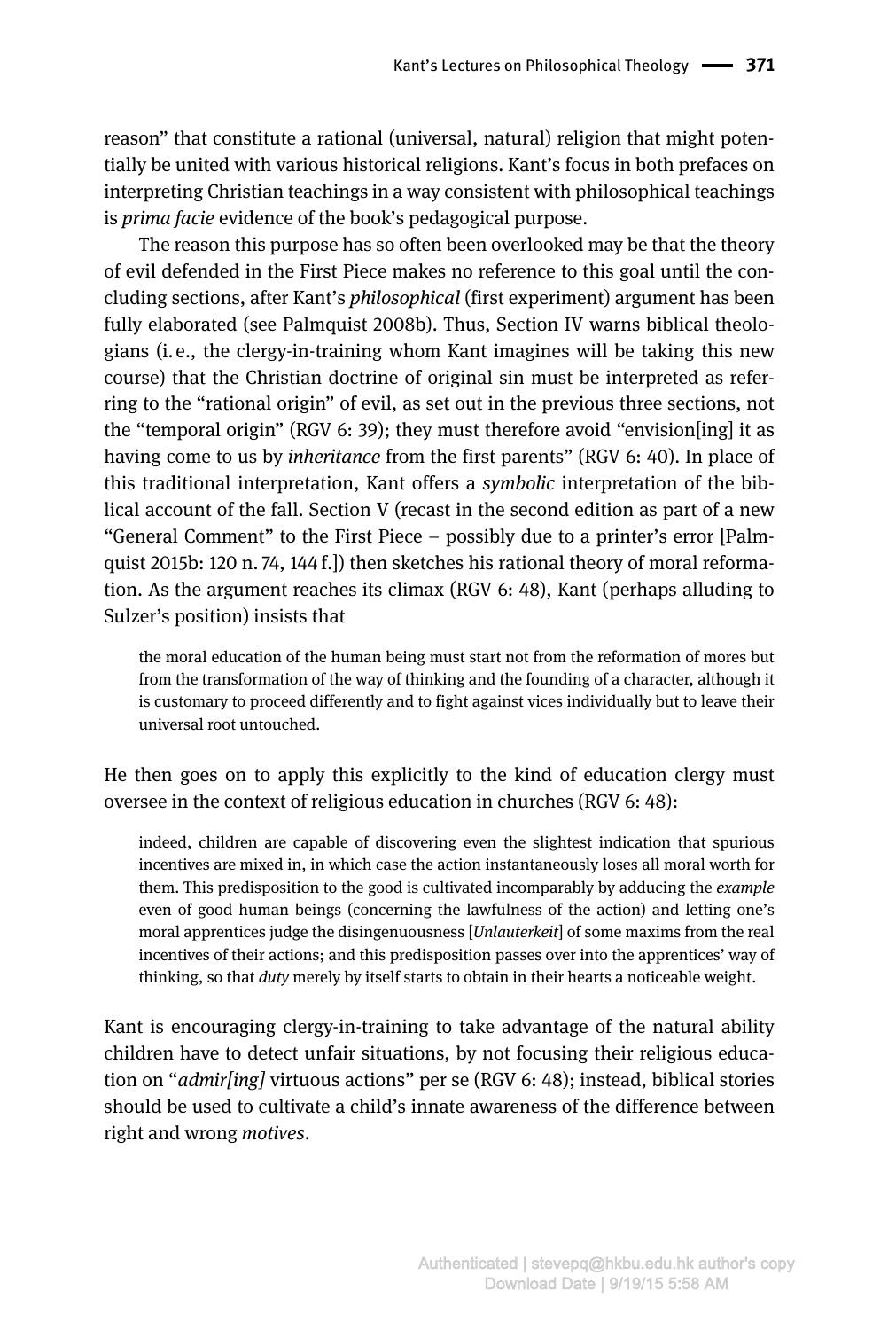reason" that constitute a rational (universal, natural) religion that might potentially be united with various historical religions. Kant's focus in both prefaces on interpreting Christian teachings in a way consistent with philosophical teachings is *prima facie* evidence of the book's pedagogical purpose.

The reason this purpose has so often been overlooked may be that the theory of evil defended in the First Piece makes no reference to this goal until the concluding sections, after Kant's *philosophical* (first experiment) argument has been fully elaborated (see Palmquist 2008b). Thus, Section IV warns biblical theologians (i.e., the clergy-in-training whom Kant imagines will be taking this new course) that the Christian doctrine of original sin must be interpreted as referring to the "rational origin" of evil, as set out in the previous three sections, not the "temporal origin" (RGV 6: 39); they must therefore avoid "envision[ing] it as having come to us by *inheritance* from the first parents" (RGV 6: 40). In place of this traditional interpretation, Kant offers a *symbolic* interpretation of the biblical account of the fall. Section V (recast in the second edition as part of a new "General Comment" to the First Piece – possibly due to a printer's error [Palmquist 2015b: 120 n. 74, 144 f.]) then sketches his rational theory of moral reformation. As the argument reaches its climax (RGV 6: 48), Kant (perhaps alluding to Sulzer's position) insists that

> the moral education of the human being must start not from the reformation of mores but from the transformation of the way of thinking and the founding of a character, although it is customary to proceed differently and to fight against vices individually but to leave their universal root untouched.

He then goes on to apply this explicitly to the kind of education clergy must oversee in the context of religious education in churches (RGV 6: 48):

> indeed, children are capable of discovering even the slightest indication that spurious incentives are mixed in, in which case the action instantaneously loses all moral worth for them. This predisposition to the good is cultivated incomparably by adducing the *example* even of good human beings (concerning the lawfulness of the action) and letting one's moral apprentices judge the disingenuousness [*Unlauterkeit*] of some maxims from the real incentives of their actions; and this predisposition passes over into the apprentices' way of thinking, so that *duty* merely by itself starts to obtain in their hearts a noticeable weight.

Kant is encouraging clergy-in-training to take advantage of the natural ability children have to detect unfair situations, by not focusing their religious education on "*admir[ing]* virtuous actions" per se (RGV 6: 48); instead, biblical stories should be used to cultivate a child's innate awareness of the difference between right and wrong *motives*.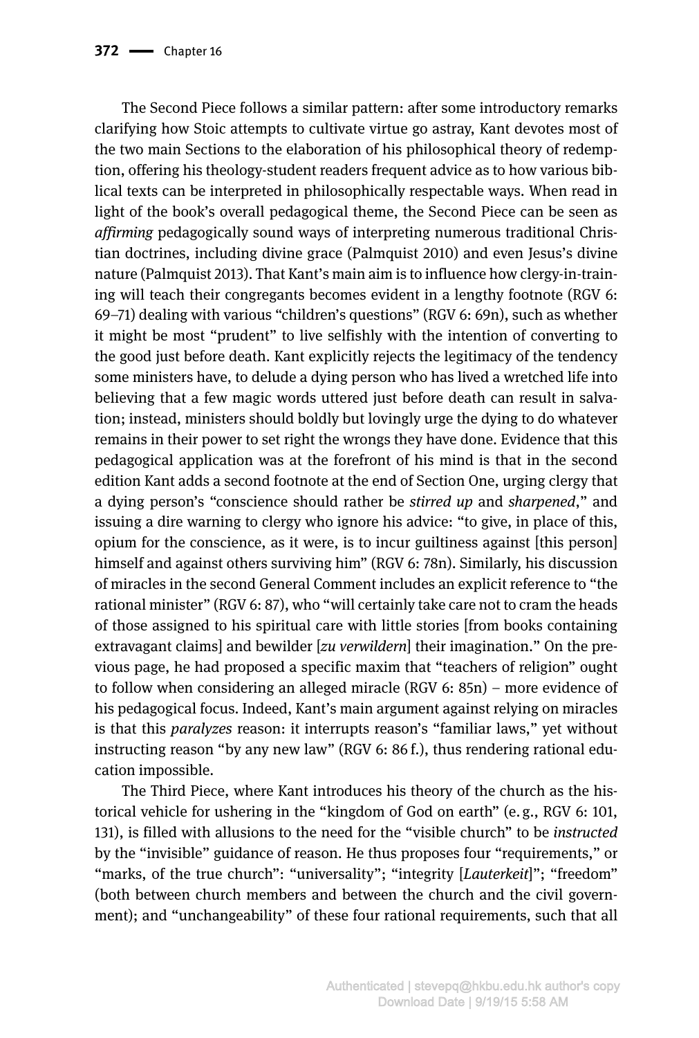The Second Piece follows a similar pattern: after some introductory remarks clarifying how Stoic attempts to cultivate virtue go astray, Kant devotes most of the two main Sections to the elaboration of his philosophical theory of redemption, offering his theology-student readers frequent advice as to how various biblical texts can be interpreted in philosophically respectable ways. When read in light of the book's overall pedagogical theme, the Second Piece can be seen as *affirming* pedagogically sound ways of interpreting numerous traditional Christian doctrines, including divine grace (Palmquist 2010) and even Jesus's divine nature (Palmquist 2013). That Kant's main aim is to influence how clergy-in-training will teach their congregants becomes evident in a lengthy footnote (RGV 6: 69–71) dealing with various "children's questions" (RGV 6: 69n), such as whether it might be most "prudent" to live selfishly with the intention of converting to the good just before death. Kant explicitly rejects the legitimacy of the tendency some ministers have, to delude a dying person who has lived a wretched life into believing that a few magic words uttered just before death can result in salvation; instead, ministers should boldly but lovingly urge the dying to do whatever remains in their power to set right the wrongs they have done. Evidence that this pedagogical application was at the forefront of his mind is that in the second edition Kant adds a second footnote at the end of Section One, urging clergy that a dying person's "conscience should rather be *stirred up* and *sharpened*," and issuing a dire warning to clergy who ignore his advice: "to give, in place of this, opium for the conscience, as it were, is to incur guiltiness against [this person] himself and against others surviving him" (RGV 6: 78n). Similarly, his discussion of miracles in the second General Comment includes an explicit reference to "the rational minister" (RGV 6: 87), who "will certainly take care not to cram the heads of those assigned to his spiritual care with little stories [from books containing extravagant claims] and bewilder [*zu verwildern*] their imagination." On the previous page, he had proposed a specific maxim that "teachers of religion" ought to follow when considering an alleged miracle (RGV 6: 85n) – more evidence of his pedagogical focus. Indeed, Kant's main argument against relying on miracles is that this *paralyzes* reason: it interrupts reason's "familiar laws," yet without instructing reason "by any new law" (RGV 6: 86 f.), thus rendering rational education impossible.

The Third Piece, where Kant introduces his theory of the church as the historical vehicle for ushering in the "kingdom of God on earth" (e. g., RGV 6: 101, 131), is filled with allusions to the need for the "visible church" to be *instructed* by the "invisible" guidance of reason. He thus proposes four "requirements," or "marks, of the true church": "universality"; "integrity [*Lauterkeit*]"; "freedom" (both between church members and between the church and the civil government); and "unchangeability" of these four rational requirements, such that all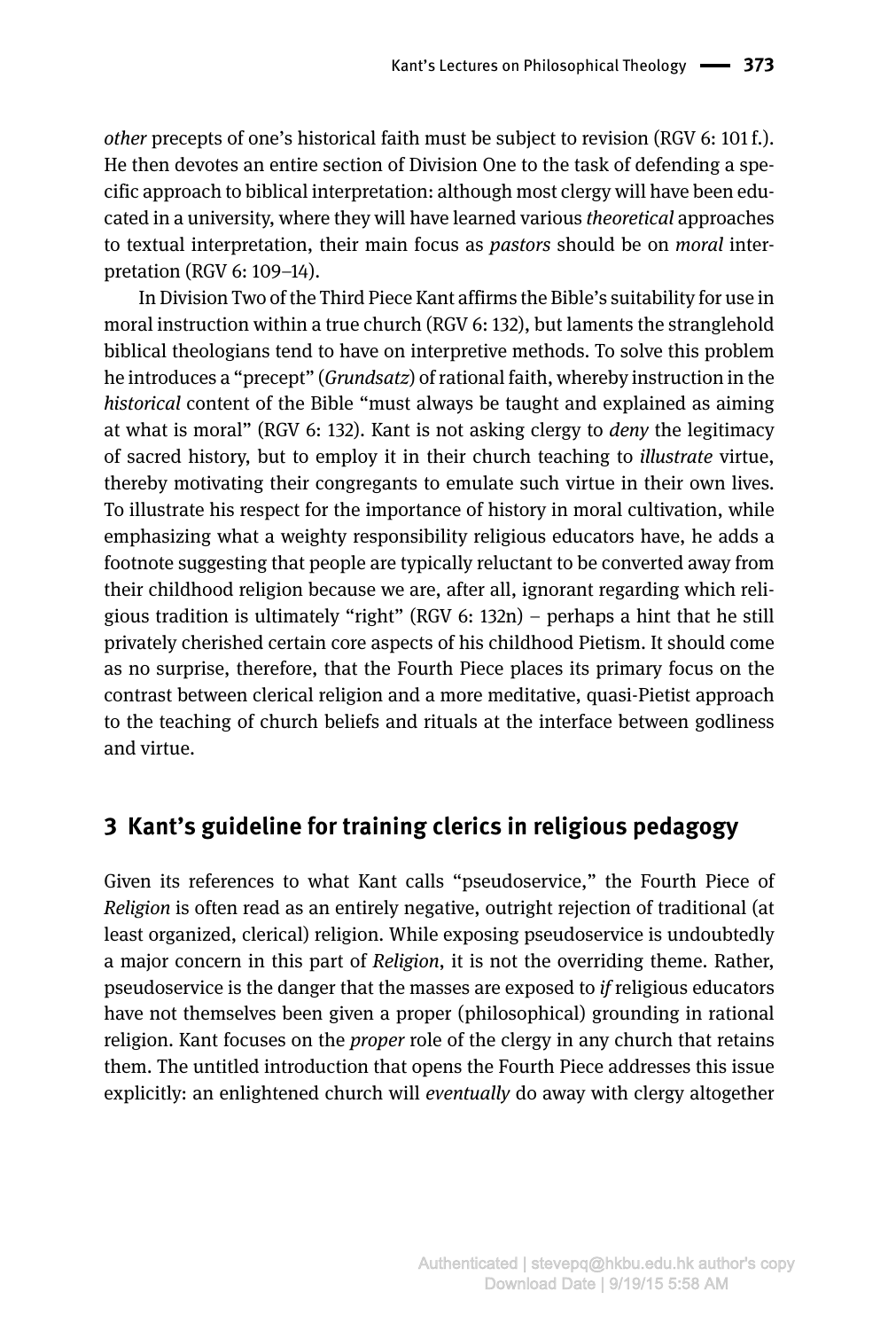*other* precepts of one's historical faith must be subject to revision (RGV 6: 101 f.). He then devotes an entire section of Division One to the task of defending a specific approach to biblical interpretation: although most clergy will have been educated in a university, where they will have learned various *theoretical* approaches to textual interpretation, their main focus as *pastors* should be on *moral* interpretation (RGV 6: 109–14).

In Division Two of the Third Piece Kant affirms the Bible's suitability for use in moral instruction within a true church (RGV 6: 132), but laments the stranglehold biblical theologians tend to have on interpretive methods. To solve this problem he introduces a "precept" (*Grundsatz*) of rational faith, whereby instruction in the *historical* content of the Bible "must always be taught and explained as aiming at what is moral" (RGV 6: 132). Kant is not asking clergy to *deny* the legitimacy of sacred history, but to employ it in their church teaching to *illustrate* virtue, thereby motivating their congregants to emulate such virtue in their own lives. To illustrate his respect for the importance of history in moral cultivation, while emphasizing what a weighty responsibility religious educators have, he adds a footnote suggesting that people are typically reluctant to be converted away from their childhood religion because we are, after all, ignorant regarding which religious tradition is ultimately "right" (RGV 6: 132n) – perhaps a hint that he still privately cherished certain core aspects of his childhood Pietism. It should come as no surprise, therefore, that the Fourth Piece places its primary focus on the contrast between clerical religion and a more meditative, quasi-Pietist approach to the teaching of church beliefs and rituals at the interface between godliness and virtue.

## 3 Kant's guideline for training clerics in religious pedagogy

Given its references to what Kant calls "pseudoservice," the Fourth Piece of *Religion* is often read as an entirely negative, outright rejection of traditional (at least organized, clerical) religion. While exposing pseudoservice is undoubtedly a major concern in this part of *Religion*, it is not the overriding theme. Rather, pseudoservice is the danger that the masses are exposed to *if* religious educators have not themselves been given a proper (philosophical) grounding in rational religion. Kant focuses on the *proper* role of the clergy in any church that retains them. The untitled introduction that opens the Fourth Piece addresses this issue explicitly: an enlightened church will *eventually* do away with clergy altogether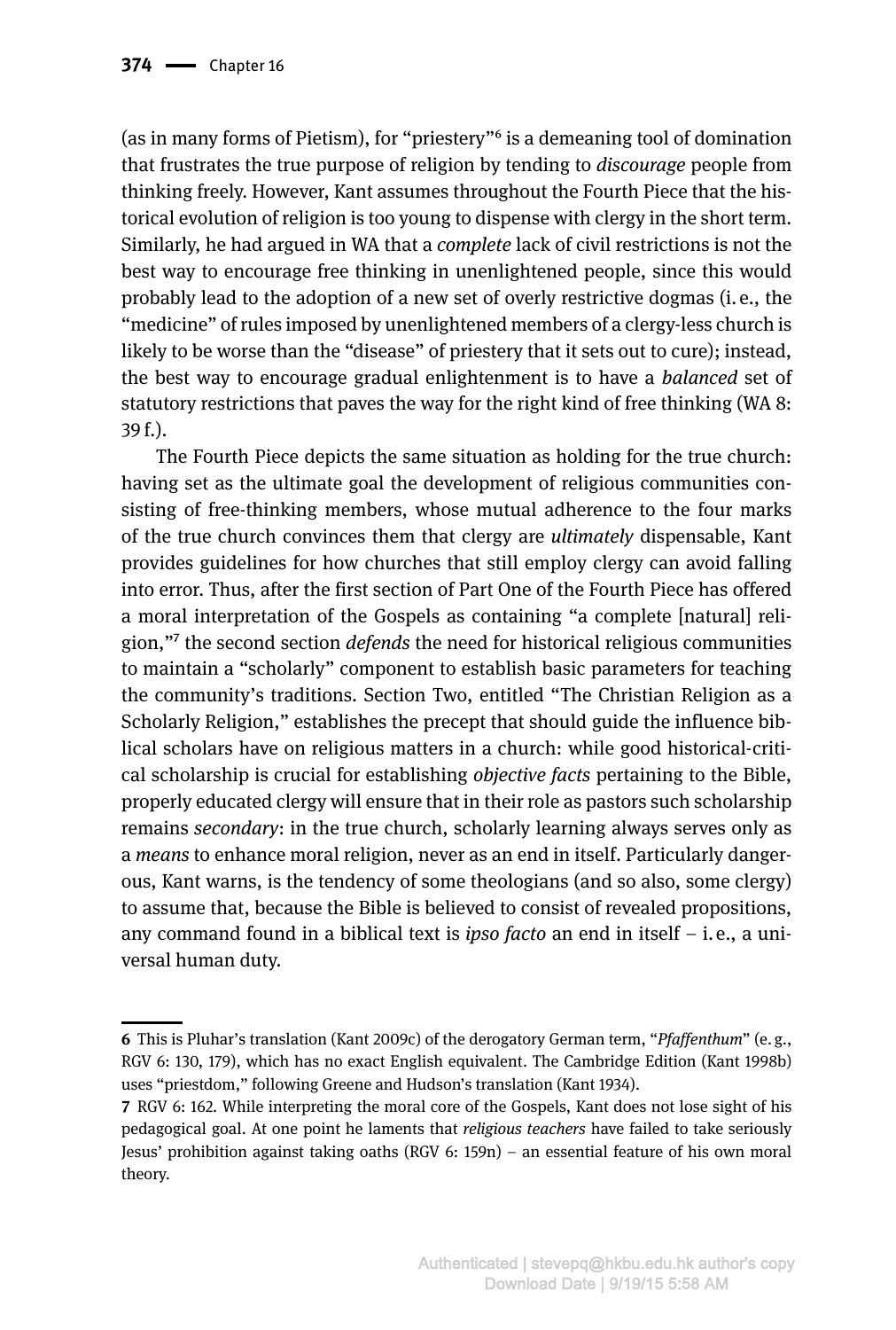(as in many forms of Pietism), for "priestery"[6] is a demeaning tool of domination that frustrates the true purpose of religion by tending to *discourage* people from thinking freely. However, Kant assumes throughout the Fourth Piece that the historical evolution of religion is too young to dispense with clergy in the short term. Similarly, he had argued in WA that a *complete* lack of civil restrictions is not the best way to encourage free thinking in unenlightened people, since this would probably lead to the adoption of a new set of overly restrictive dogmas (i. e., the "medicine" of rules imposed by unenlightened members of a clergy-less church is likely to be worse than the "disease" of priestery that it sets out to cure); instead, the best way to encourage gradual enlightenment is to have a *balanced* set of statutory restrictions that paves the way for the right kind of free thinking (WA 8: 39 f.).

The Fourth Piece depicts the same situation as holding for the true church: having set as the ultimate goal the development of religious communities consisting of free-thinking members, whose mutual adherence to the four marks of the true church convinces them that clergy are *ultimately* dispensable, Kant provides guidelines for how churches that still employ clergy can avoid falling into error. Thus, after the first section of Part One of the Fourth Piece has offered a moral interpretation of the Gospels as containing "a complete [natural] religion,"[7] the second section *defends* the need for historical religious communities to maintain a "scholarly" component to establish basic parameters for teaching the community's traditions. Section Two, entitled "The Christian Religion as a Scholarly Religion," establishes the precept that should guide the influence biblical scholars have on religious matters in a church: while good historical-critical scholarship is crucial for establishing *objective facts* pertaining to the Bible, properly educated clergy will ensure that in their role as pastors such scholarship remains *secondary*: in the true church, scholarly learning always serves only as a *means* to enhance moral religion, never as an end in itself. Particularly dangerous, Kant warns, is the tendency of some theologians (and so also, some clergy) to assume that, because the Bible is believed to consist of revealed propositions, any command found in a biblical text is *ipso facto* an end in itself – i. e., a universal human duty.

---

**6** This is Pluhar's translation (Kant 2009c) of the derogatory German term, "*Pfaffenthum*" (e. g., RGV 6: 130, 179), which has no exact English equivalent. The Cambridge Edition (Kant 1998b) uses "priestdom," following Greene and Hudson's translation (Kant 1934).

**7** RGV 6: 162. While interpreting the moral core of the Gospels, Kant does not lose sight of his pedagogical goal. At one point he laments that *religious teachers* have failed to take seriously Jesus' prohibition against taking oaths (RGV 6: 159n) – an essential feature of his own moral theory.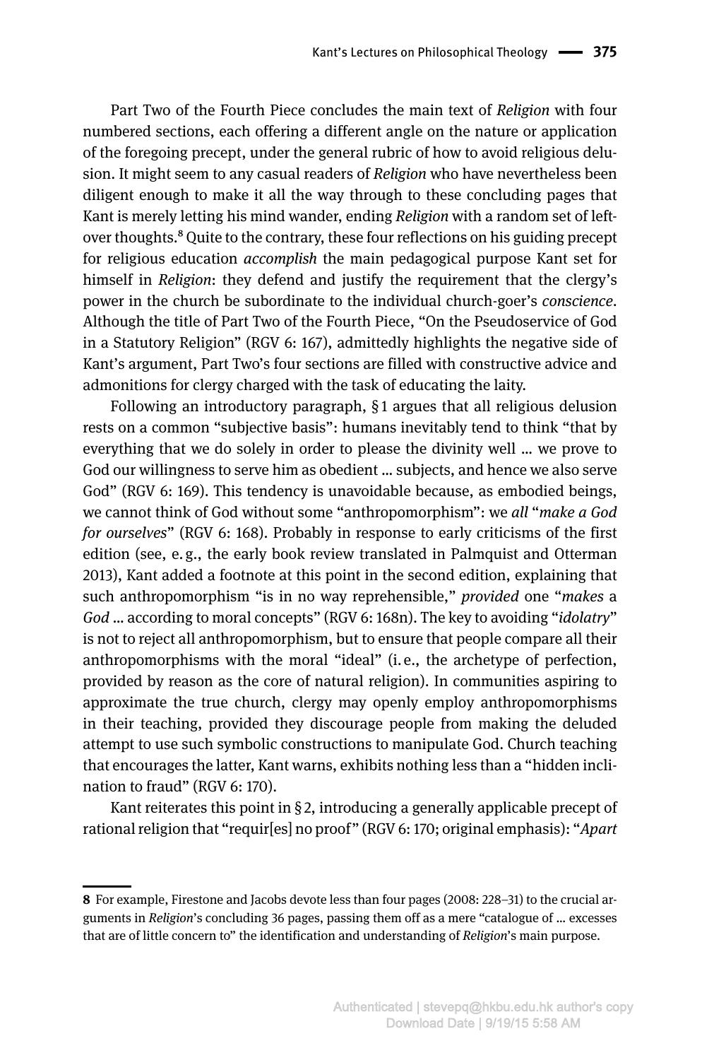Part Two of the Fourth Piece concludes the main text of *Religion* with four numbered sections, each offering a different angle on the nature or application of the foregoing precept, under the general rubric of how to avoid religious delusion. It might seem to any casual readers of *Religion* who have nevertheless been diligent enough to make it all the way through to these concluding pages that Kant is merely letting his mind wander, ending *Religion* with a random set of leftover thoughts.[8] Quite to the contrary, these four reflections on his guiding precept for religious education *accomplish* the main pedagogical purpose Kant set for himself in *Religion*: they defend and justify the requirement that the clergy's power in the church be subordinate to the individual church-goer's *conscience*. Although the title of Part Two of the Fourth Piece, "On the Pseudoservice of God in a Statutory Religion" (RGV 6: 167), admittedly highlights the negative side of Kant's argument, Part Two's four sections are filled with constructive advice and admonitions for clergy charged with the task of educating the laity.

Following an introductory paragraph, §1 argues that all religious delusion rests on a common "subjective basis": humans inevitably tend to think "that by everything that we do solely in order to please the divinity well … we prove to God our willingness to serve him as obedient … subjects, and hence we also serve God" (RGV 6: 169). This tendency is unavoidable because, as embodied beings, we cannot think of God without some "anthropomorphism": we *all* "*make a God for ourselves*" (RGV 6: 168). Probably in response to early criticisms of the first edition (see, e.g., the early book review translated in Palmquist and Otterman 2013), Kant added a footnote at this point in the second edition, explaining that such anthropomorphism "is in no way reprehensible," *provided* one "*makes* a *God* … according to moral concepts" (RGV 6: 168n). The key to avoiding "*idolatry*" is not to reject all anthropomorphism, but to ensure that people compare all their anthropomorphisms with the moral "ideal" (i.e., the archetype of perfection, provided by reason as the core of natural religion). In communities aspiring to approximate the true church, clergy may openly employ anthropomorphisms in their teaching, provided they discourage people from making the deluded attempt to use such symbolic constructions to manipulate God. Church teaching that encourages the latter, Kant warns, exhibits nothing less than a "hidden inclination to fraud" (RGV 6: 170).

Kant reiterates this point in §2, introducing a generally applicable precept of rational religion that "requir[es] no proof" (RGV 6: 170; original emphasis): "*Apart*

---

8 For example, Firestone and Jacobs devote less than four pages (2008: 228–31) to the crucial arguments in *Religion*'s concluding 36 pages, passing them off as a mere "catalogue of … excesses that are of little concern to" the identification and understanding of *Religion*'s main purpose.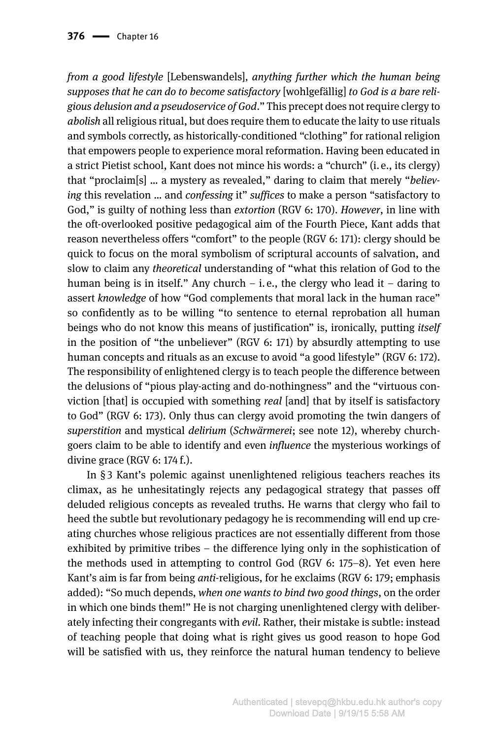*from a good lifestyle* [Lebenswandels], *anything further which the human being supposes that he can do to become satisfactory* [wohlgefällig] *to God is a bare religious delusion and a pseudoservice of God*." This precept does not require clergy to *abolish* all religious ritual, but does require them to educate the laity to use rituals and symbols correctly, as historically-conditioned "clothing" for rational religion that empowers people to experience moral reformation. Having been educated in a strict Pietist school, Kant does not mince his words: a "church" (i. e., its clergy) that "proclaim[s] … a mystery as revealed," daring to claim that merely "*believing* this revelation … and *confessing* it" *suffices* to make a person "satisfactory to God," is guilty of nothing less than *extortion* (RGV 6: 170). *However*, in line with the oft-overlooked positive pedagogical aim of the Fourth Piece, Kant adds that reason nevertheless offers "comfort" to the people (RGV 6: 171): clergy should be quick to focus on the moral symbolism of scriptural accounts of salvation, and slow to claim any *theoretical* understanding of "what this relation of God to the human being is in itself." Any church – i. e., the clergy who lead it – daring to assert *knowledge* of how "God complements that moral lack in the human race" so confidently as to be willing "to sentence to eternal reprobation all human beings who do not know this means of justification" is, ironically, putting *itself* in the position of "the unbeliever" (RGV 6: 171) by absurdly attempting to use human concepts and rituals as an excuse to avoid "a good lifestyle" (RGV 6: 172). The responsibility of enlightened clergy is to teach people the difference between the delusions of "pious play-acting and do-nothingness" and the "virtuous conviction [that] is occupied with something *real* [and] that by itself is satisfactory to God" (RGV 6: 173). Only thus can clergy avoid promoting the twin dangers of *superstition* and mystical *delirium* (*Schwärmerei*; see note 12), whereby churchgoers claim to be able to identify and even *influence* the mysterious workings of divine grace (RGV 6: 174 f.).

In § 3 Kant's polemic against unenlightened religious teachers reaches its climax, as he unhesitatingly rejects any pedagogical strategy that passes off deluded religious concepts as revealed truths. He warns that clergy who fail to heed the subtle but revolutionary pedagogy he is recommending will end up creating churches whose religious practices are not essentially different from those exhibited by primitive tribes – the difference lying only in the sophistication of the methods used in attempting to control God (RGV 6: 175–8). Yet even here Kant's aim is far from being *anti*-religious, for he exclaims (RGV 6: 179; emphasis added): "So much depends, *when one wants to bind two good things*, on the order in which one binds them!" He is not charging unenlightened clergy with deliberately infecting their congregants with *evil*. Rather, their mistake is subtle: instead of teaching people that doing what is right gives us good reason to hope God will be satisfied with us, they reinforce the natural human tendency to believe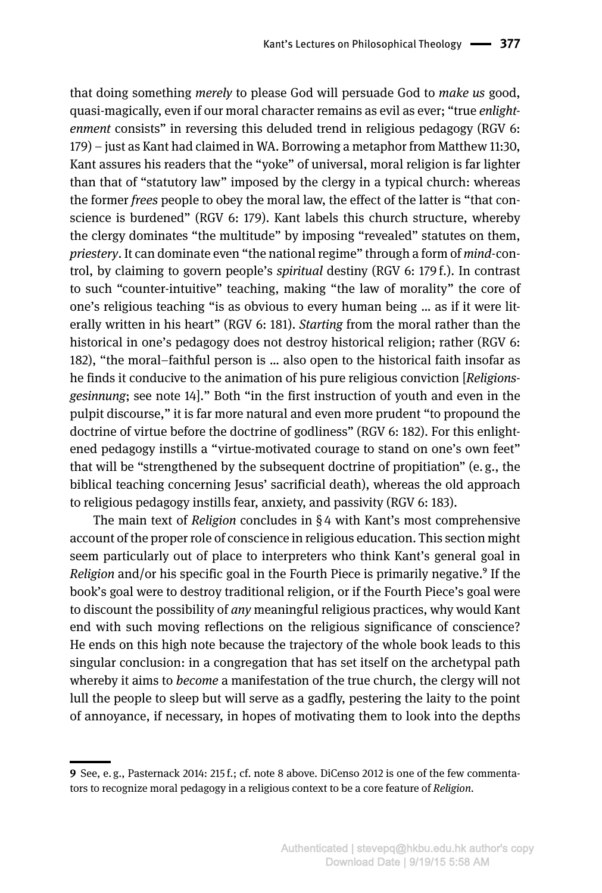that doing something *merely* to please God will persuade God to *make us* good, quasi-magically, even if our moral character remains as evil as ever; "true *enlightenment* consists" in reversing this deluded trend in religious pedagogy (RGV 6: 179) – just as Kant had claimed in WA. Borrowing a metaphor from Matthew 11:30, Kant assures his readers that the "yoke" of universal, moral religion is far lighter than that of "statutory law" imposed by the clergy in a typical church: whereas the former *frees* people to obey the moral law, the effect of the latter is "that conscience is burdened" (RGV 6: 179). Kant labels this church structure, whereby the clergy dominates "the multitude" by imposing "revealed" statutes on them, *priestery*. It can dominate even "the national regime" through a form of *mind*-control, by claiming to govern people's *spiritual* destiny (RGV 6: 179 f.). In contrast to such "counter-intuitive" teaching, making "the law of morality" the core of one's religious teaching "is as obvious to every human being … as if it were literally written in his heart" (RGV 6: 181). *Starting* from the moral rather than the historical in one's pedagogy does not destroy historical religion; rather (RGV 6: 182), "the moral–faithful person is … also open to the historical faith insofar as he finds it conducive to the animation of his pure religious conviction [*Religionsgesinnung*; see note 14]." Both "in the first instruction of youth and even in the pulpit discourse," it is far more natural and even more prudent "to propound the doctrine of virtue before the doctrine of godliness" (RGV 6: 182). For this enlightened pedagogy instills a "virtue-motivated courage to stand on one's own feet" that will be "strengthened by the subsequent doctrine of propitiation" (e. g., the biblical teaching concerning Jesus' sacrificial death), whereas the old approach to religious pedagogy instills fear, anxiety, and passivity (RGV 6: 183).

The main text of *Religion* concludes in § 4 with Kant's most comprehensive account of the proper role of conscience in religious education. This section might seem particularly out of place to interpreters who think Kant's general goal in *Religion* and/or his specific goal in the Fourth Piece is primarily negative.[9] If the book's goal were to destroy traditional religion, or if the Fourth Piece's goal were to discount the possibility of *any* meaningful religious practices, why would Kant end with such moving reflections on the religious significance of conscience? He ends on this high note because the trajectory of the whole book leads to this singular conclusion: in a congregation that has set itself on the archetypal path whereby it aims to *become* a manifestation of the true church, the clergy will not lull the people to sleep but will serve as a gadfly, pestering the laity to the point of annoyance, if necessary, in hopes of motivating them to look into the depths

---

**9** See, e. g., Pasternack 2014: 215 f.; cf. note 8 above. DiCenso 2012 is one of the few commentators to recognize moral pedagogy in a religious context to be a core feature of *Religion*.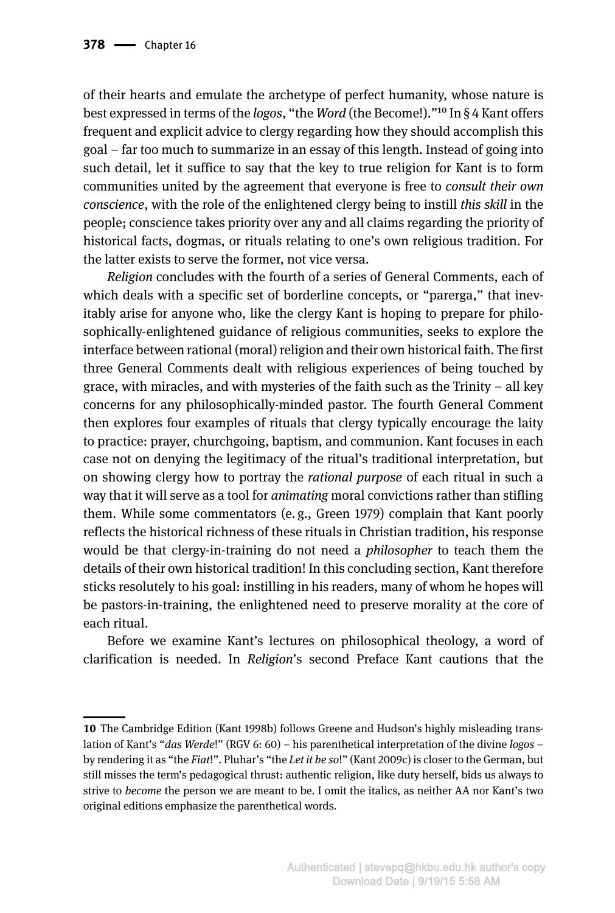of their hearts and emulate the archetype of perfect humanity, whose nature is best expressed in terms of the *logos*, "the *Word* (the Become!)."[10] In § 4 Kant offers frequent and explicit advice to clergy regarding how they should accomplish this goal – far too much to summarize in an essay of this length. Instead of going into such detail, let it suffice to say that the key to true religion for Kant is to form communities united by the agreement that everyone is free to *consult their own conscience*, with the role of the enlightened clergy being to instill *this skill* in the people; conscience takes priority over any and all claims regarding the priority of historical facts, dogmas, or rituals relating to one's own religious tradition. For the latter exists to serve the former, not vice versa.

*Religion* concludes with the fourth of a series of General Comments, each of which deals with a specific set of borderline concepts, or "parerga," that inevitably arise for anyone who, like the clergy Kant is hoping to prepare for philosophically-enlightened guidance of religious communities, seeks to explore the interface between rational (moral) religion and their own historical faith. The first three General Comments dealt with religious experiences of being touched by grace, with miracles, and with mysteries of the faith such as the Trinity – all key concerns for any philosophically-minded pastor. The fourth General Comment then explores four examples of rituals that clergy typically encourage the laity to practice: prayer, churchgoing, baptism, and communion. Kant focuses in each case not on denying the legitimacy of the ritual's traditional interpretation, but on showing clergy how to portray the *rational purpose* of each ritual in such a way that it will serve as a tool for *animating* moral convictions rather than stifling them. While some commentators (e. g., Green 1979) complain that Kant poorly reflects the historical richness of these rituals in Christian tradition, his response would be that clergy-in-training do not need a *philosopher* to teach them the details of their own historical tradition! In this concluding section, Kant therefore sticks resolutely to his goal: instilling in his readers, many of whom he hopes will be pastors-in-training, the enlightened need to preserve morality at the core of each ritual.

Before we examine Kant's lectures on philosophical theology, a word of clarification is needed. In *Religion*'s second Preface Kant cautions that the

---

**10** The Cambridge Edition (Kant 1998b) follows Greene and Hudson's highly misleading translation of Kant's "*das Werde*!" (RGV 6: 60) – his parenthetical interpretation of the divine *logos* – by rendering it as "the *Fiat*!". Pluhar's "the *Let it be so*!" (Kant 2009c) is closer to the German, but still misses the term's pedagogical thrust: authentic religion, like duty herself, bids us always to strive to *become* the person we are meant to be. I omit the italics, as neither AA nor Kant's two original editions emphasize the parenthetical words.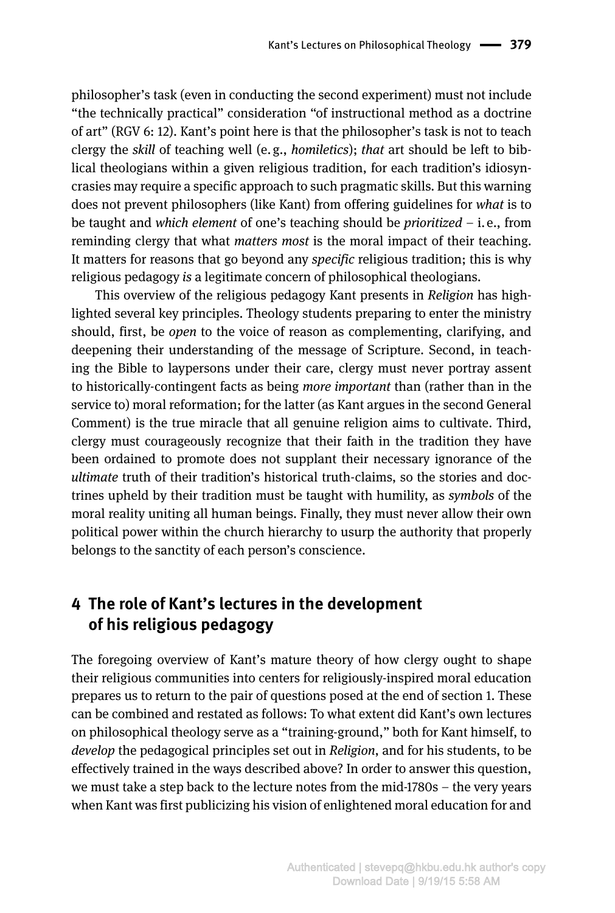philosopher's task (even in conducting the second experiment) must not include "the technically practical" consideration "of instructional method as a doctrine of art" (RGV 6: 12). Kant's point here is that the philosopher's task is not to teach clergy the *skill* of teaching well (e. g., *homiletics*); *that* art should be left to biblical theologians within a given religious tradition, for each tradition's idiosyncrasies may require a specific approach to such pragmatic skills. But this warning does not prevent philosophers (like Kant) from offering guidelines for *what* is to be taught and *which element* of one's teaching should be *prioritized* – i. e., from reminding clergy that what *matters most* is the moral impact of their teaching. It matters for reasons that go beyond any *specific* religious tradition; this is why religious pedagogy *is* a legitimate concern of philosophical theologians.

This overview of the religious pedagogy Kant presents in *Religion* has highlighted several key principles. Theology students preparing to enter the ministry should, first, be *open* to the voice of reason as complementing, clarifying, and deepening their understanding of the message of Scripture. Second, in teaching the Bible to laypersons under their care, clergy must never portray assent to historically-contingent facts as being *more important* than (rather than in the service to) moral reformation; for the latter (as Kant argues in the second General Comment) is the true miracle that all genuine religion aims to cultivate. Third, clergy must courageously recognize that their faith in the tradition they have been ordained to promote does not supplant their necessary ignorance of the *ultimate* truth of their tradition's historical truth-claims, so the stories and doctrines upheld by their tradition must be taught with humility, as *symbols* of the moral reality uniting all human beings. Finally, they must never allow their own political power within the church hierarchy to usurp the authority that properly belongs to the sanctity of each person's conscience.

## 4 The role of Kant's lectures in the development of his religious pedagogy

The foregoing overview of Kant's mature theory of how clergy ought to shape their religious communities into centers for religiously-inspired moral education prepares us to return to the pair of questions posed at the end of section 1. These can be combined and restated as follows: To what extent did Kant's own lectures on philosophical theology serve as a "training-ground," both for Kant himself, to *develop* the pedagogical principles set out in *Religion*, and for his students, to be effectively trained in the ways described above? In order to answer this question, we must take a step back to the lecture notes from the mid-1780s – the very years when Kant was first publicizing his vision of enlightened moral education for and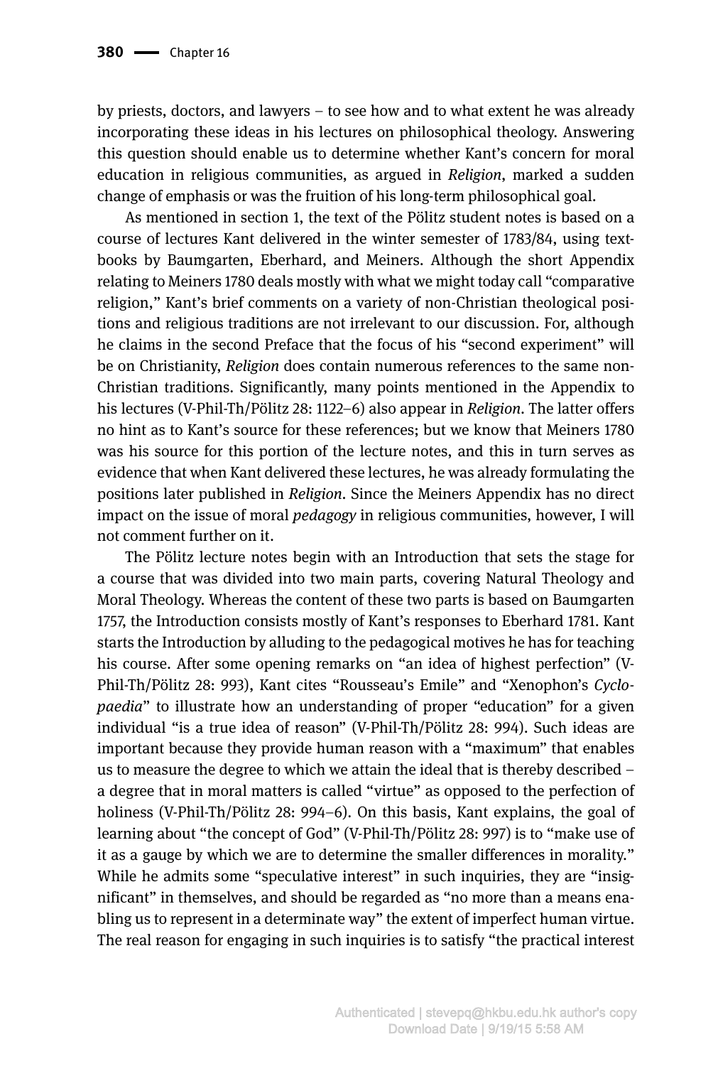by priests, doctors, and lawyers – to see how and to what extent he was already incorporating these ideas in his lectures on philosophical theology. Answering this question should enable us to determine whether Kant's concern for moral education in religious communities, as argued in *Religion*, marked a sudden change of emphasis or was the fruition of his long-term philosophical goal.

As mentioned in section 1, the text of the Pölitz student notes is based on a course of lectures Kant delivered in the winter semester of 1783/84, using textbooks by Baumgarten, Eberhard, and Meiners. Although the short Appendix relating to Meiners 1780 deals mostly with what we might today call "comparative religion," Kant's brief comments on a variety of non-Christian theological positions and religious traditions are not irrelevant to our discussion. For, although he claims in the second Preface that the focus of his "second experiment" will be on Christianity, *Religion* does contain numerous references to the same non-Christian traditions. Significantly, many points mentioned in the Appendix to his lectures (V-Phil-Th/Pölitz 28: 1122–6) also appear in *Religion*. The latter offers no hint as to Kant's source for these references; but we know that Meiners 1780 was his source for this portion of the lecture notes, and this in turn serves as evidence that when Kant delivered these lectures, he was already formulating the positions later published in *Religion*. Since the Meiners Appendix has no direct impact on the issue of moral *pedagogy* in religious communities, however, I will not comment further on it.

The Pölitz lecture notes begin with an Introduction that sets the stage for a course that was divided into two main parts, covering Natural Theology and Moral Theology. Whereas the content of these two parts is based on Baumgarten 1757, the Introduction consists mostly of Kant's responses to Eberhard 1781. Kant starts the Introduction by alluding to the pedagogical motives he has for teaching his course. After some opening remarks on "an idea of highest perfection" (V-Phil-Th/Pölitz 28: 993), Kant cites "Rousseau's Emile" and "Xenophon's *Cyclopaedia*" to illustrate how an understanding of proper "education" for a given individual "is a true idea of reason" (V-Phil-Th/Pölitz 28: 994). Such ideas are important because they provide human reason with a "maximum" that enables us to measure the degree to which we attain the ideal that is thereby described – a degree that in moral matters is called "virtue" as opposed to the perfection of holiness (V-Phil-Th/Pölitz 28: 994–6). On this basis, Kant explains, the goal of learning about "the concept of God" (V-Phil-Th/Pölitz 28: 997) is to "make use of it as a gauge by which we are to determine the smaller differences in morality." While he admits some "speculative interest" in such inquiries, they are "insignificant" in themselves, and should be regarded as "no more than a means enabling us to represent in a determinate way" the extent of imperfect human virtue. The real reason for engaging in such inquiries is to satisfy "the practical interest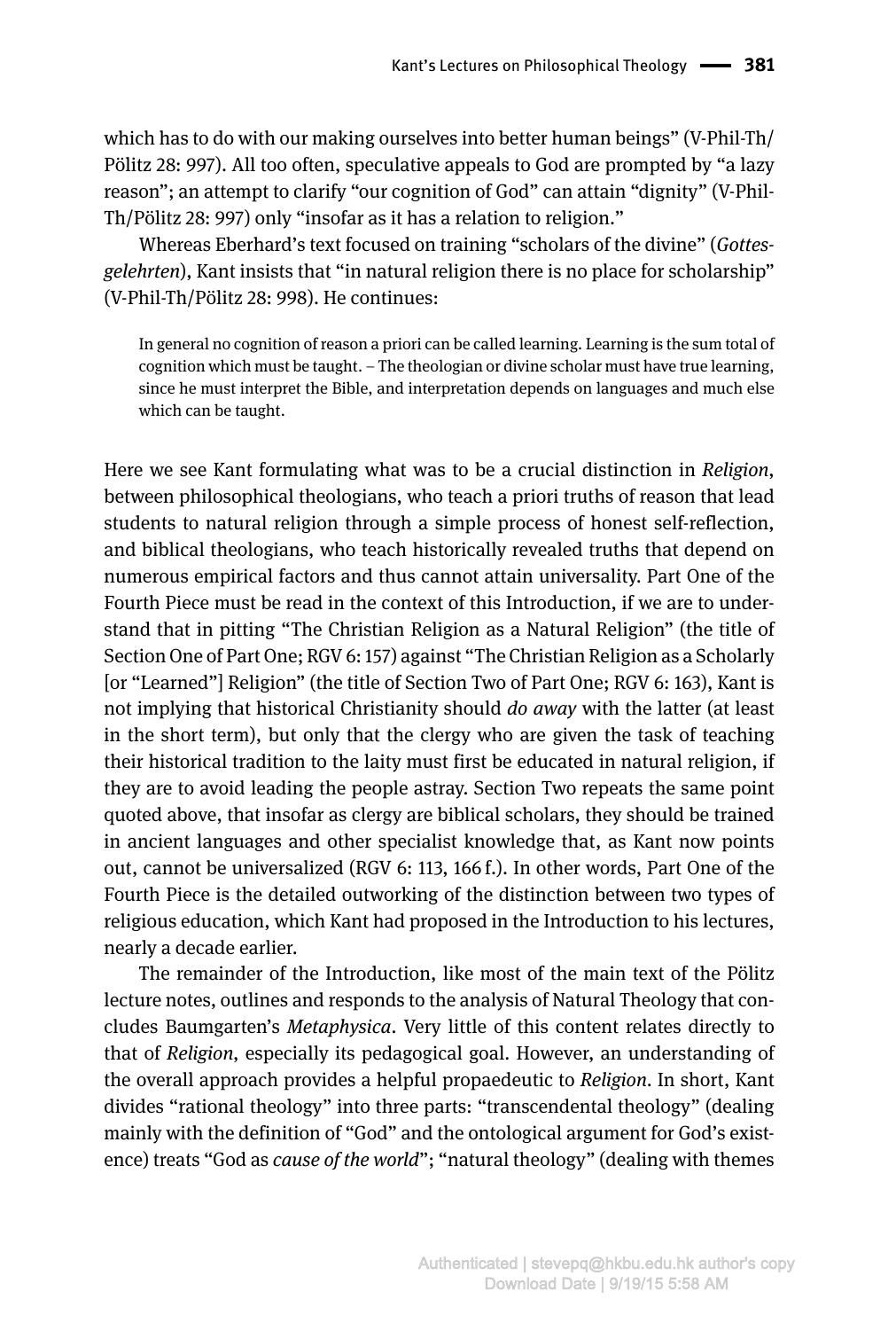which has to do with our making ourselves into better human beings" (V-Phil-Th/Pölitz 28: 997). All too often, speculative appeals to God are prompted by "a lazy reason"; an attempt to clarify "our cognition of God" can attain "dignity" (V-Phil-Th/Pölitz 28: 997) only "insofar as it has a relation to religion."

Whereas Eberhard's text focused on training "scholars of the divine" (*Gottesgelehrten*), Kant insists that "in natural religion there is no place for scholarship" (V-Phil-Th/Pölitz 28: 998). He continues:

> In general no cognition of reason a priori can be called learning. Learning is the sum total of cognition which must be taught. – The theologian or divine scholar must have true learning, since he must interpret the Bible, and interpretation depends on languages and much else which can be taught.

Here we see Kant formulating what was to be a crucial distinction in *Religion*, between philosophical theologians, who teach a priori truths of reason that lead students to natural religion through a simple process of honest self-reflection, and biblical theologians, who teach historically revealed truths that depend on numerous empirical factors and thus cannot attain universality. Part One of the Fourth Piece must be read in the context of this Introduction, if we are to understand that in pitting "The Christian Religion as a Natural Religion" (the title of Section One of Part One; RGV 6: 157) against "The Christian Religion as a Scholarly [or "Learned"] Religion" (the title of Section Two of Part One; RGV 6: 163), Kant is not implying that historical Christianity should *do away* with the latter (at least in the short term), but only that the clergy who are given the task of teaching their historical tradition to the laity must first be educated in natural religion, if they are to avoid leading the people astray. Section Two repeats the same point quoted above, that insofar as clergy are biblical scholars, they should be trained in ancient languages and other specialist knowledge that, as Kant now points out, cannot be universalized (RGV 6: 113, 166 f.). In other words, Part One of the Fourth Piece is the detailed outworking of the distinction between two types of religious education, which Kant had proposed in the Introduction to his lectures, nearly a decade earlier.

The remainder of the Introduction, like most of the main text of the Pölitz lecture notes, outlines and responds to the analysis of Natural Theology that concludes Baumgarten's *Metaphysica*. Very little of this content relates directly to that of *Religion*, especially its pedagogical goal. However, an understanding of the overall approach provides a helpful propaedeutic to *Religion*. In short, Kant divides "rational theology" into three parts: "transcendental theology" (dealing mainly with the definition of "God" and the ontological argument for God's existence) treats "God as *cause of the world*"; "natural theology" (dealing with themes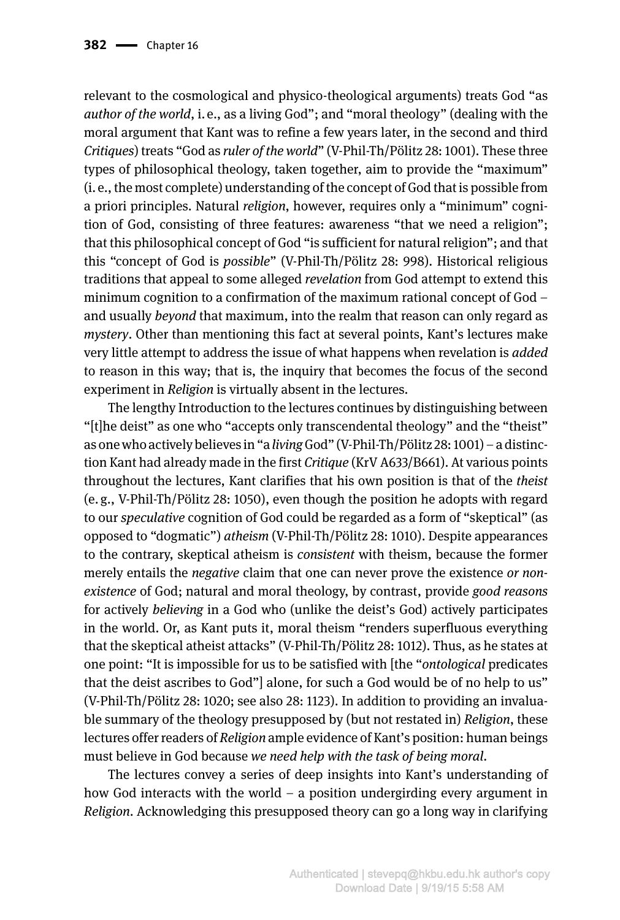relevant to the cosmological and physico-theological arguments) treats God "as *author of the world*, i. e., as a living God"; and "moral theology" (dealing with the moral argument that Kant was to refine a few years later, in the second and third *Critiques*) treats "God as *ruler of the world*" (V-Phil-Th/Pölitz 28: 1001). These three types of philosophical theology, taken together, aim to provide the "maximum" (i. e., the most complete) understanding of the concept of God that is possible from a priori principles. Natural *religion*, however, requires only a "minimum" cognition of God, consisting of three features: awareness "that we need a religion"; that this philosophical concept of God "is sufficient for natural religion"; and that this "concept of God is *possible*" (V-Phil-Th/Pölitz 28: 998). Historical religious traditions that appeal to some alleged *revelation* from God attempt to extend this minimum cognition to a confirmation of the maximum rational concept of God – and usually *beyond* that maximum, into the realm that reason can only regard as *mystery*. Other than mentioning this fact at several points, Kant's lectures make very little attempt to address the issue of what happens when revelation is *added* to reason in this way; that is, the inquiry that becomes the focus of the second experiment in *Religion* is virtually absent in the lectures.

The lengthy Introduction to the lectures continues by distinguishing between "[t]he deist" as one who "accepts only transcendental theology" and the "theist" as one who actively believes in "a *living* God" (V-Phil-Th/Pölitz 28: 1001) – a distinction Kant had already made in the first *Critique* (KrV A633/B661). At various points throughout the lectures, Kant clarifies that his own position is that of the *theist* (e. g., V-Phil-Th/Pölitz 28: 1050), even though the position he adopts with regard to our *speculative* cognition of God could be regarded as a form of "skeptical" (as opposed to "dogmatic") *atheism* (V-Phil-Th/Pölitz 28: 1010). Despite appearances to the contrary, skeptical atheism is *consistent* with theism, because the former merely entails the *negative* claim that one can never prove the existence *or non-existence* of God; natural and moral theology, by contrast, provide *good reasons* for actively *believing* in a God who (unlike the deist's God) actively participates in the world. Or, as Kant puts it, moral theism "renders superfluous everything that the skeptical atheist attacks" (V-Phil-Th/Pölitz 28: 1012). Thus, as he states at one point: "It is impossible for us to be satisfied with [the "*ontological* predicates that the deist ascribes to God"] alone, for such a God would be of no help to us" (V-Phil-Th/Pölitz 28: 1020; see also 28: 1123). In addition to providing an invaluable summary of the theology presupposed by (but not restated in) *Religion*, these lectures offer readers of *Religion* ample evidence of Kant's position: human beings must believe in God because *we need help with the task of being moral*.

The lectures convey a series of deep insights into Kant's understanding of how God interacts with the world – a position undergirding every argument in *Religion*. Acknowledging this presupposed theory can go a long way in clarifying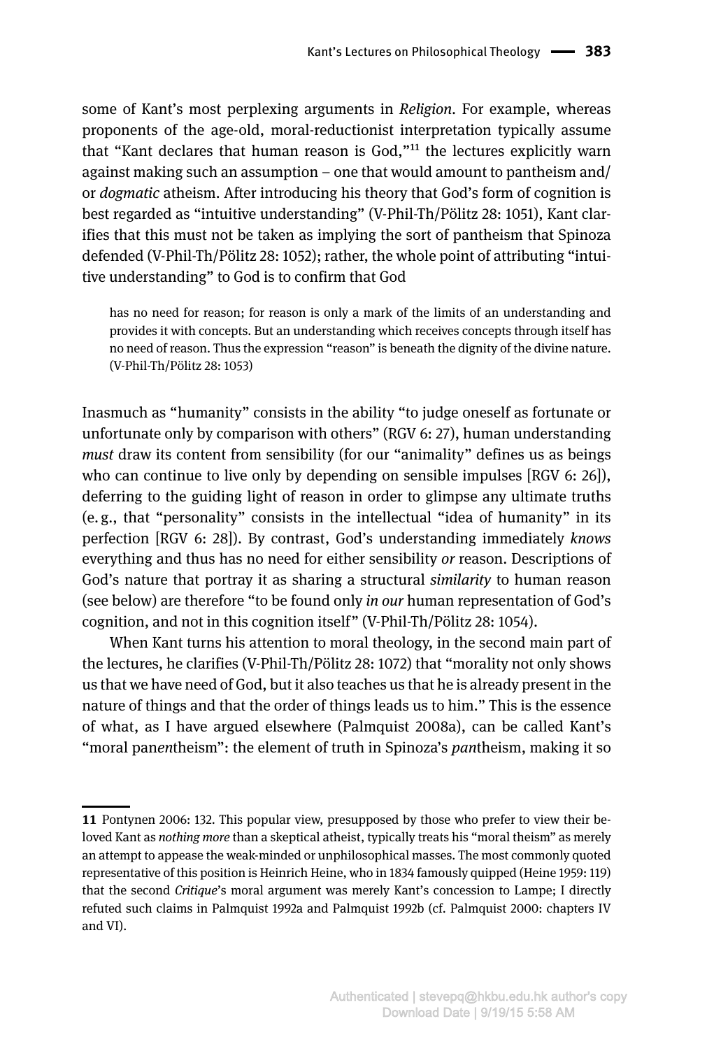some of Kant's most perplexing arguments in *Religion*. For example, whereas proponents of the age-old, moral-reductionist interpretation typically assume that "Kant declares that human reason is God,"[11] the lectures explicitly warn against making such an assumption – one that would amount to pantheism and/ or *dogmatic* atheism. After introducing his theory that God's form of cognition is best regarded as "intuitive understanding" (V-Phil-Th/Pölitz 28: 1051), Kant clarifies that this must not be taken as implying the sort of pantheism that Spinoza defended (V-Phil-Th/Pölitz 28: 1052); rather, the whole point of attributing "intuitive understanding" to God is to confirm that God

> has no need for reason; for reason is only a mark of the limits of an understanding and provides it with concepts. But an understanding which receives concepts through itself has no need of reason. Thus the expression "reason" is beneath the dignity of the divine nature. (V-Phil-Th/Pölitz 28: 1053)

Inasmuch as "humanity" consists in the ability "to judge oneself as fortunate or unfortunate only by comparison with others" (RGV 6: 27), human understanding *must* draw its content from sensibility (for our "animality" defines us as beings who can continue to live only by depending on sensible impulses [RGV 6: 26]), deferring to the guiding light of reason in order to glimpse any ultimate truths (e. g., that "personality" consists in the intellectual "idea of humanity" in its perfection [RGV 6: 28]). By contrast, God's understanding immediately *knows* everything and thus has no need for either sensibility *or* reason. Descriptions of God's nature that portray it as sharing a structural *similarity* to human reason (see below) are therefore "to be found only *in our* human representation of God's cognition, and not in this cognition itself" (V-Phil-Th/Pölitz 28: 1054).

When Kant turns his attention to moral theology, in the second main part of the lectures, he clarifies (V-Phil-Th/Pölitz 28: 1072) that "morality not only shows us that we have need of God, but it also teaches us that he is already present in the nature of things and that the order of things leads us to him." This is the essence of what, as I have argued elsewhere (Palmquist 2008a), can be called Kant's "moral pan*en*theism": the element of truth in Spinoza's *pan*theism, making it so

---

**11** Pontynen 2006: 132. This popular view, presupposed by those who prefer to view their beloved Kant as *nothing more* than a skeptical atheist, typically treats his "moral theism" as merely an attempt to appease the weak-minded or unphilosophical masses. The most commonly quoted representative of this position is Heinrich Heine, who in 1834 famously quipped (Heine 1959: 119) that the second *Critique*'s moral argument was merely Kant's concession to Lampe; I directly refuted such claims in Palmquist 1992a and Palmquist 1992b (cf. Palmquist 2000: chapters IV and VI).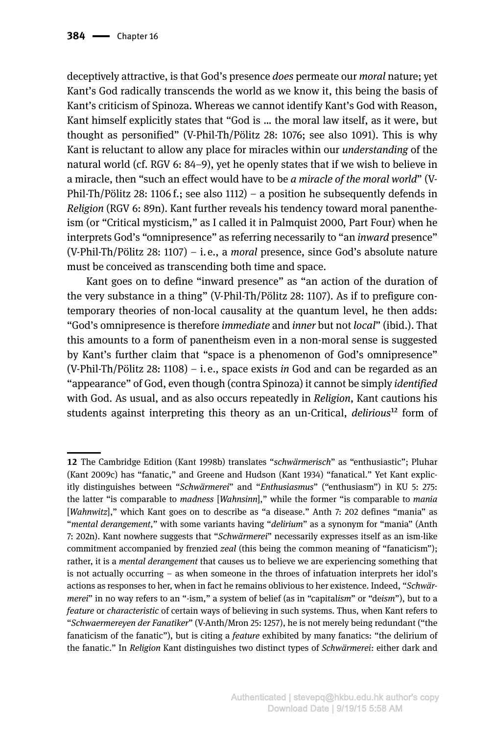deceptively attractive, is that God's presence *does* permeate our *moral* nature; yet Kant's God radically transcends the world as we know it, this being the basis of Kant's criticism of Spinoza. Whereas we cannot identify Kant's God with Reason, Kant himself explicitly states that "God is … the moral law itself, as it were, but thought as personified" (V-Phil-Th/Pölitz 28: 1076; see also 1091). This is why Kant is reluctant to allow any place for miracles within our *understanding* of the natural world (cf. RGV 6: 84–9), yet he openly states that if we wish to believe in a miracle, then "such an effect would have to be *a miracle of the moral world*" (V-Phil-Th/Pölitz 28: 1106 f.; see also 1112) – a position he subsequently defends in *Religion* (RGV 6: 89n). Kant further reveals his tendency toward moral panentheism (or "Critical mysticism," as I called it in Palmquist 2000, Part Four) when he interprets God's "omnipresence" as referring necessarily to "an *inward* presence" (V-Phil-Th/Pölitz 28: 1107) – i. e., a *moral* presence, since God's absolute nature must be conceived as transcending both time and space.

Kant goes on to define "inward presence" as "an action of the duration of the very substance in a thing" (V-Phil-Th/Pölitz 28: 1107). As if to prefigure contemporary theories of non-local causality at the quantum level, he then adds: "God's omnipresence is therefore *immediate* and *inner* but not *local*" (ibid.). That this amounts to a form of panentheism even in a non-moral sense is suggested by Kant's further claim that "space is a phenomenon of God's omnipresence" (V-Phil-Th/Pölitz 28: 1108) – i. e., space exists *in* God and can be regarded as an "appearance" of God, even though (contra Spinoza) it cannot be simply *identified* with God. As usual, and as also occurs repeatedly in *Religion*, Kant cautions his students against interpreting this theory as an un-Critical, *delirious*[12] form of

---

**12** The Cambridge Edition (Kant 1998b) translates "*schwärmerisch*" as "enthusiastic"; Pluhar (Kant 2009c) has "fanatic," and Greene and Hudson (Kant 1934) "fanatical." Yet Kant explicitly distinguishes between "*Schwärmerei*" and "*Enthusiasmus*" ("enthusiasm") in KU 5: 275: the latter "is comparable to *madness* [*Wahnsinn*]," while the former "is comparable to *mania* [*Wahnwitz*]," which Kant goes on to describe as "a disease." Anth 7: 202 defines "mania" as "*mental derangement*," with some variants having "*delirium*" as a synonym for "mania" (Anth 7: 202n). Kant nowhere suggests that "*Schwärmerei*" necessarily expresses itself as an ism-like commitment accompanied by frenzied *zeal* (this being the common meaning of "fanaticism"); rather, it is a *mental derangement* that causes us to believe we are experiencing something that is not actually occurring – as when someone in the throes of infatuation interprets her idol's actions as responses to her, when in fact he remains oblivious to her existence. Indeed, "*Schwärmerei*" in no way refers to an "-ism," a system of belief (as in "capital*ism*" or "de*ism*"), but to a *feature* or *characteristic* of certain ways of believing in such systems. Thus, when Kant refers to "*Schwaermereyen der Fanatiker*" (V-Anth/Mron 25: 1257), he is not merely being redundant ("the fanaticism of the fanatic"), but is citing a *feature* exhibited by many fanatics: "the delirium of the fanatic." In *Religion* Kant distinguishes two distinct types of *Schwärmerei*: either dark and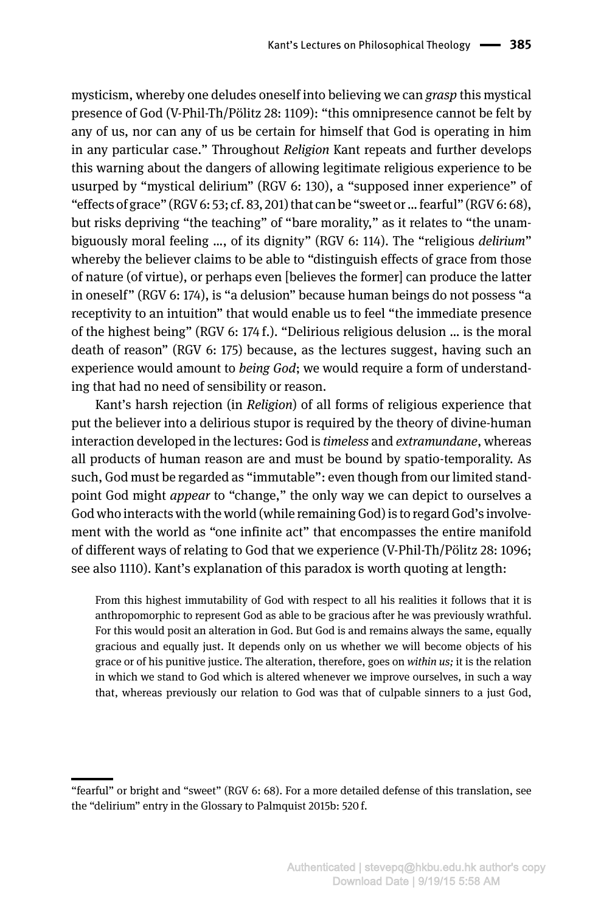mysticism, whereby one deludes oneself into believing we can *grasp* this mystical presence of God (V-Phil-Th/Pölitz 28: 1109): "this omnipresence cannot be felt by any of us, nor can any of us be certain for himself that God is operating in him in any particular case." Throughout *Religion* Kant repeats and further develops this warning about the dangers of allowing legitimate religious experience to be usurped by "mystical delirium" (RGV 6: 130), a "supposed inner experience" of "effects of grace" (RGV 6: 53; cf. 83, 201) that can be "sweet or … fearful" (RGV 6: 68), but risks depriving "the teaching" of "bare morality," as it relates to "the unambiguously moral feeling …, of its dignity" (RGV 6: 114). The "religious *delirium*" whereby the believer claims to be able to "distinguish effects of grace from those of nature (of virtue), or perhaps even [believes the former] can produce the latter in oneself" (RGV 6: 174), is "a delusion" because human beings do not possess "a receptivity to an intuition" that would enable us to feel "the immediate presence of the highest being" (RGV 6: 174 f.). "Delirious religious delusion … is the moral death of reason" (RGV 6: 175) because, as the lectures suggest, having such an experience would amount to *being God*; we would require a form of understanding that had no need of sensibility or reason.

Kant's harsh rejection (in *Religion*) of all forms of religious experience that put the believer into a delirious stupor is required by the theory of divine-human interaction developed in the lectures: God is *timeless* and *extramundane*, whereas all products of human reason are and must be bound by spatio-temporality. As such, God must be regarded as "immutable": even though from our limited standpoint God might *appear* to "change," the only way we can depict to ourselves a God who interacts with the world (while remaining God) is to regard God's involvement with the world as "one infinite act" that encompasses the entire manifold of different ways of relating to God that we experience (V-Phil-Th/Pölitz 28: 1096; see also 1110). Kant's explanation of this paradox is worth quoting at length:

> From this highest immutability of God with respect to all his realities it follows that it is anthropomorphic to represent God as able to be gracious after he was previously wrathful. For this would posit an alteration in God. But God is and remains always the same, equally gracious and equally just. It depends only on us whether we will become objects of his grace or of his punitive justice. The alteration, therefore, goes on *within us;* it is the relation in which we stand to God which is altered whenever we improve ourselves, in such a way that, whereas previously our relation to God was that of culpable sinners to a just God,

"fearful" or bright and "sweet" (RGV 6: 68). For a more detailed defense of this translation, see the "delirium" entry in the Glossary to Palmquist 2015b: 520 f.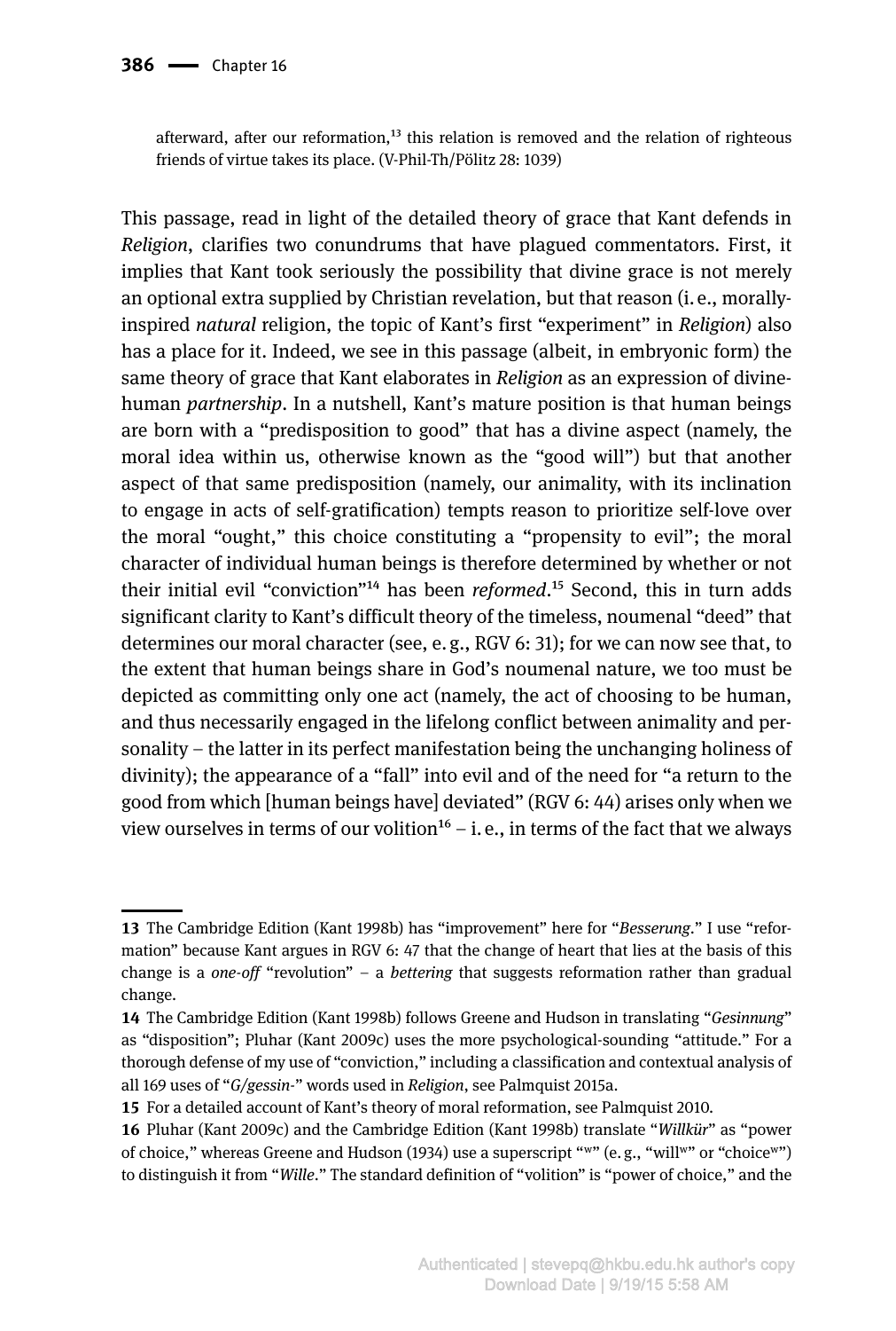> afterward, after our reformation,[13] this relation is removed and the relation of righteous friends of virtue takes its place. (V-Phil-Th/Pölitz 28: 1039)

This passage, read in light of the detailed theory of grace that Kant defends in *Religion*, clarifies two conundrums that have plagued commentators. First, it implies that Kant took seriously the possibility that divine grace is not merely an optional extra supplied by Christian revelation, but that reason (i. e., morally-inspired *natural* religion, the topic of Kant's first "experiment" in *Religion*) also has a place for it. Indeed, we see in this passage (albeit, in embryonic form) the same theory of grace that Kant elaborates in *Religion* as an expression of divine-human *partnership*. In a nutshell, Kant's mature position is that human beings are born with a "predisposition to good" that has a divine aspect (namely, the moral idea within us, otherwise known as the "good will") but that another aspect of that same predisposition (namely, our animality, with its inclination to engage in acts of self-gratification) tempts reason to prioritize self-love over the moral "ought," this choice constituting a "propensity to evil"; the moral character of individual human beings is therefore determined by whether or not their initial evil "conviction"[14] has been *reformed*.[15] Second, this in turn adds significant clarity to Kant's difficult theory of the timeless, noumenal "deed" that determines our moral character (see, e. g., RGV 6: 31); for we can now see that, to the extent that human beings share in God's noumenal nature, we too must be depicted as committing only one act (namely, the act of choosing to be human, and thus necessarily engaged in the lifelong conflict between animality and personality – the latter in its perfect manifestation being the unchanging holiness of divinity); the appearance of a "fall" into evil and of the need for "a return to the good from which [human beings have] deviated" (RGV 6: 44) arises only when we view ourselves in terms of our volition[16] – i. e., in terms of the fact that we always

---

**13** The Cambridge Edition (Kant 1998b) has "improvement" here for "*Besserung*." I use "reformation" because Kant argues in RGV 6: 47 that the change of heart that lies at the basis of this change is a *one-off* "revolution" – a *bettering* that suggests reformation rather than gradual change.

**14** The Cambridge Edition (Kant 1998b) follows Greene and Hudson in translating "*Gesinnung*" as "disposition"; Pluhar (Kant 2009c) uses the more psychological-sounding "attitude." For a thorough defense of my use of "conviction," including a classification and contextual analysis of all 169 uses of "*G/gessin-*" words used in *Religion*, see Palmquist 2015a.

**15** For a detailed account of Kant's theory of moral reformation, see Palmquist 2010.

**16** Pluhar (Kant 2009c) and the Cambridge Edition (Kant 1998b) translate "*Willkür*" as "power of choice," whereas Greene and Hudson (1934) use a superscript "w" (e. g., "will[w]" or "choice[w]") to distinguish it from "*Wille*." The standard definition of "volition" is "power of choice," and the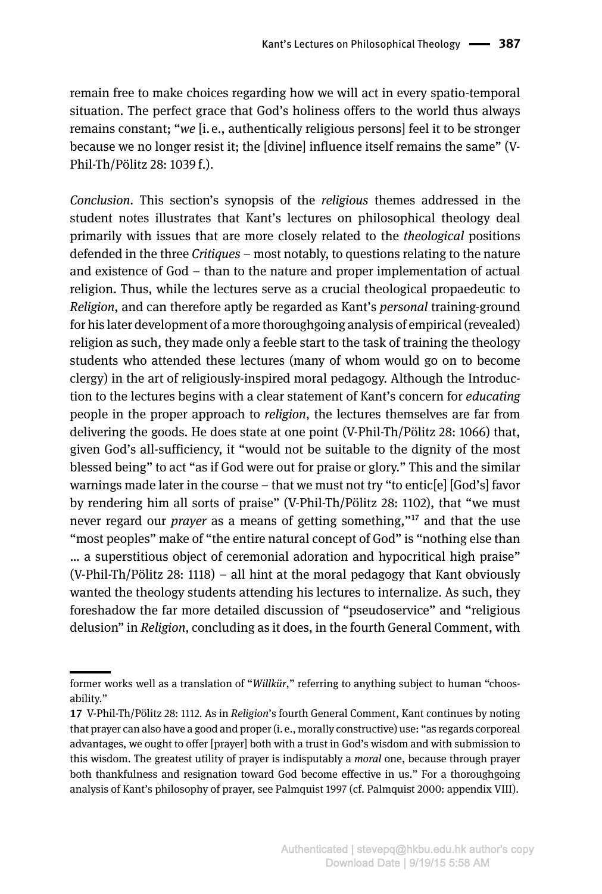remain free to make choices regarding how we will act in every spatio-temporal situation. The perfect grace that God's holiness offers to the world thus always remains constant; "*we* [i. e., authentically religious persons] feel it to be stronger because we no longer resist it; the [divine] influence itself remains the same" (V-Phil-Th/Pölitz 28: 1039 f.).

*Conclusion*. This section's synopsis of the *religious* themes addressed in the student notes illustrates that Kant's lectures on philosophical theology deal primarily with issues that are more closely related to the *theological* positions defended in the three *Critiques* – most notably, to questions relating to the nature and existence of God – than to the nature and proper implementation of actual religion. Thus, while the lectures serve as a crucial theological propaedeutic to *Religion*, and can therefore aptly be regarded as Kant's *personal* training-ground for his later development of a more thoroughgoing analysis of empirical (revealed) religion as such, they made only a feeble start to the task of training the theology students who attended these lectures (many of whom would go on to become clergy) in the art of religiously-inspired moral pedagogy. Although the Introduction to the lectures begins with a clear statement of Kant's concern for *educating* people in the proper approach to *religion*, the lectures themselves are far from delivering the goods. He does state at one point (V-Phil-Th/Pölitz 28: 1066) that, given God's all-sufficiency, it "would not be suitable to the dignity of the most blessed being" to act "as if God were out for praise or glory." This and the similar warnings made later in the course – that we must not try "to entic[e] [God's] favor by rendering him all sorts of praise" (V-Phil-Th/Pölitz 28: 1102), that "we must never regard our *prayer* as a means of getting something,"[17] and that the use "most peoples" make of "the entire natural concept of God" is "nothing else than … a superstitious object of ceremonial adoration and hypocritical high praise" (V-Phil-Th/Pölitz 28: 1118) – all hint at the moral pedagogy that Kant obviously wanted the theology students attending his lectures to internalize. As such, they foreshadow the far more detailed discussion of "pseudoservice" and "religious delusion" in *Religion*, concluding as it does, in the fourth General Comment, with

---

former works well as a translation of "*Willkür*," referring to anything subject to human "choosability."

**17** V-Phil-Th/Pölitz 28: 1112. As in *Religion*'s fourth General Comment, Kant continues by noting that prayer can also have a good and proper (i. e., morally constructive) use: "as regards corporeal advantages, we ought to offer [prayer] both with a trust in God's wisdom and with submission to this wisdom. The greatest utility of prayer is indisputably a *moral* one, because through prayer both thankfulness and resignation toward God become effective in us." For a thoroughgoing analysis of Kant's philosophy of prayer, see Palmquist 1997 (cf. Palmquist 2000: appendix VIII).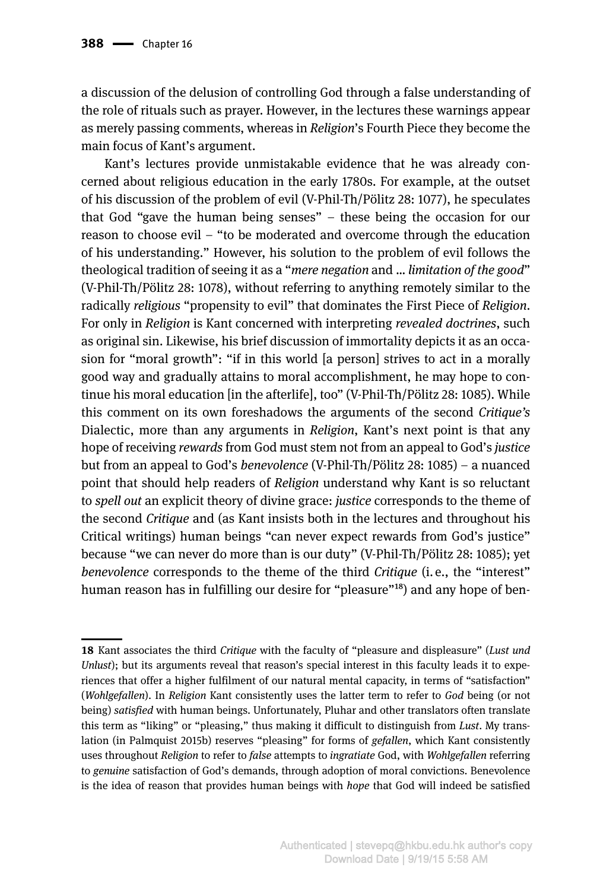a discussion of the delusion of controlling God through a false understanding of the role of rituals such as prayer. However, in the lectures these warnings appear as merely passing comments, whereas in *Religion*'s Fourth Piece they become the main focus of Kant's argument.

Kant's lectures provide unmistakable evidence that he was already concerned about religious education in the early 1780s. For example, at the outset of his discussion of the problem of evil (V-Phil-Th/Pölitz 28: 1077), he speculates that God "gave the human being senses" – these being the occasion for our reason to choose evil – "to be moderated and overcome through the education of his understanding." However, his solution to the problem of evil follows the theological tradition of seeing it as a "*mere negation* and … *limitation of the good*" (V-Phil-Th/Pölitz 28: 1078), without referring to anything remotely similar to the radically *religious* "propensity to evil" that dominates the First Piece of *Religion*. For only in *Religion* is Kant concerned with interpreting *revealed doctrines*, such as original sin. Likewise, his brief discussion of immortality depicts it as an occasion for "moral growth": "if in this world [a person] strives to act in a morally good way and gradually attains to moral accomplishment, he may hope to continue his moral education [in the afterlife], too" (V-Phil-Th/Pölitz 28: 1085). While this comment on its own foreshadows the arguments of the second *Critique's* Dialectic, more than any arguments in *Religion*, Kant's next point is that any hope of receiving *rewards* from God must stem not from an appeal to God's *justice* but from an appeal to God's *benevolence* (V-Phil-Th/Pölitz 28: 1085) – a nuanced point that should help readers of *Religion* understand why Kant is so reluctant to *spell out* an explicit theory of divine grace: *justice* corresponds to the theme of the second *Critique* and (as Kant insists both in the lectures and throughout his Critical writings) human beings "can never expect rewards from God's justice" because "we can never do more than is our duty" (V-Phil-Th/Pölitz 28: 1085); yet *benevolence* corresponds to the theme of the third *Critique* (i. e., the "interest" human reason has in fulfilling our desire for "pleasure"[18]) and any hope of ben-

---

**18** Kant associates the third *Critique* with the faculty of "pleasure and displeasure" (*Lust und Unlust*); but its arguments reveal that reason's special interest in this faculty leads it to experiences that offer a higher fulfilment of our natural mental capacity, in terms of "satisfaction" (*Wohlgefallen*). In *Religion* Kant consistently uses the latter term to refer to *God* being (or not being) *satisfied* with human beings. Unfortunately, Pluhar and other translators often translate this term as "liking" or "pleasing," thus making it difficult to distinguish from *Lust*. My translation (in Palmquist 2015b) reserves "pleasing" for forms of *gefallen*, which Kant consistently uses throughout *Religion* to refer to *false* attempts to *ingratiate* God, with *Wohlgefallen* referring to *genuine* satisfaction of God's demands, through adoption of moral convictions. Benevolence is the idea of reason that provides human beings with *hope* that God will indeed be satisfied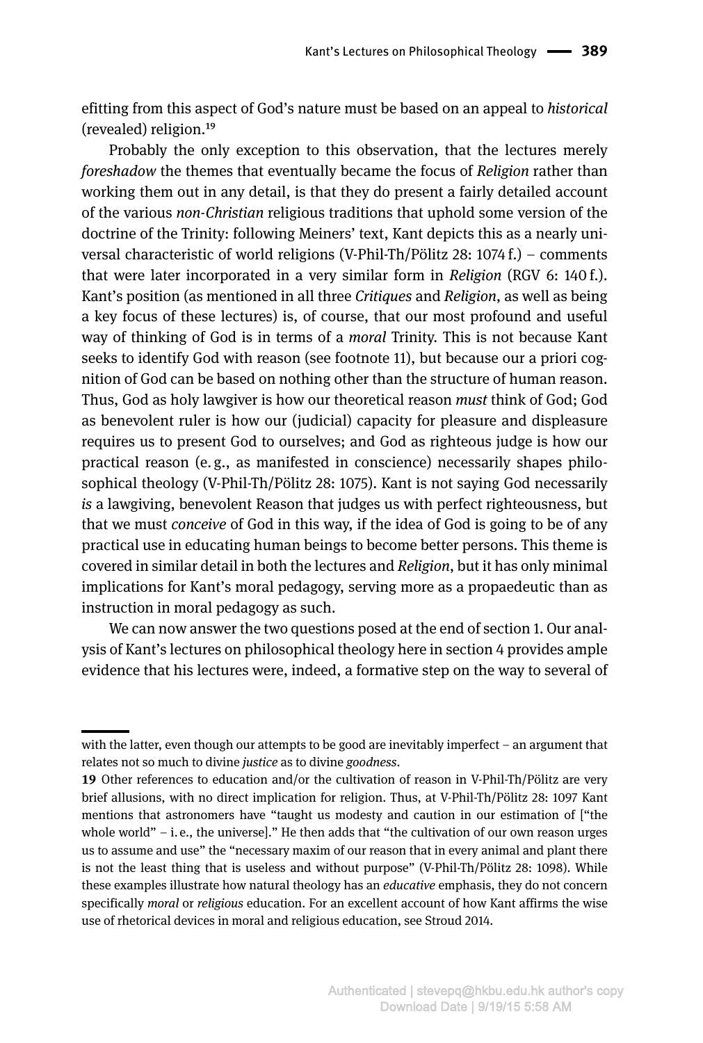efitting from this aspect of God's nature must be based on an appeal to *historical* (revealed) religion.[19]

Probably the only exception to this observation, that the lectures merely *foreshadow* the themes that eventually became the focus of *Religion* rather than working them out in any detail, is that they do present a fairly detailed account of the various *non-Christian* religious traditions that uphold some version of the doctrine of the Trinity: following Meiners' text, Kant depicts this as a nearly universal characteristic of world religions (V-Phil-Th/Pölitz 28: 1074 f.) – comments that were later incorporated in a very similar form in *Religion* (RGV 6: 140 f.). Kant's position (as mentioned in all three *Critiques* and *Religion*, as well as being a key focus of these lectures) is, of course, that our most profound and useful way of thinking of God is in terms of a *moral* Trinity. This is not because Kant seeks to identify God with reason (see footnote 11), but because our a priori cognition of God can be based on nothing other than the structure of human reason. Thus, God as holy lawgiver is how our theoretical reason *must* think of God; God as benevolent ruler is how our (judicial) capacity for pleasure and displeasure requires us to present God to ourselves; and God as righteous judge is how our practical reason (e. g., as manifested in conscience) necessarily shapes philosophical theology (V-Phil-Th/Pölitz 28: 1075). Kant is not saying God necessarily *is* a lawgiving, benevolent Reason that judges us with perfect righteousness, but that we must *conceive* of God in this way, if the idea of God is going to be of any practical use in educating human beings to become better persons. This theme is covered in similar detail in both the lectures and *Religion*, but it has only minimal implications for Kant's moral pedagogy, serving more as a propaedeutic than as instruction in moral pedagogy as such.

We can now answer the two questions posed at the end of section 1. Our analysis of Kant's lectures on philosophical theology here in section 4 provides ample evidence that his lectures were, indeed, a formative step on the way to several of

---

with the latter, even though our attempts to be good are inevitably imperfect – an argument that relates not so much to divine *justice* as to divine *goodness*.

19 Other references to education and/or the cultivation of reason in V-Phil-Th/Pölitz are very brief allusions, with no direct implication for religion. Thus, at V-Phil-Th/Pölitz 28: 1097 Kant mentions that astronomers have "taught us modesty and caution in our estimation of ["the whole world" – i. e., the universe]." He then adds that "the cultivation of our own reason urges us to assume and use" the "necessary maxim of our reason that in every animal and plant there is not the least thing that is useless and without purpose" (V-Phil-Th/Pölitz 28: 1098). While these examples illustrate how natural theology has an *educative* emphasis, they do not concern specifically *moral* or *religious* education. For an excellent account of how Kant affirms the wise use of rhetorical devices in moral and religious education, see Stroud 2014.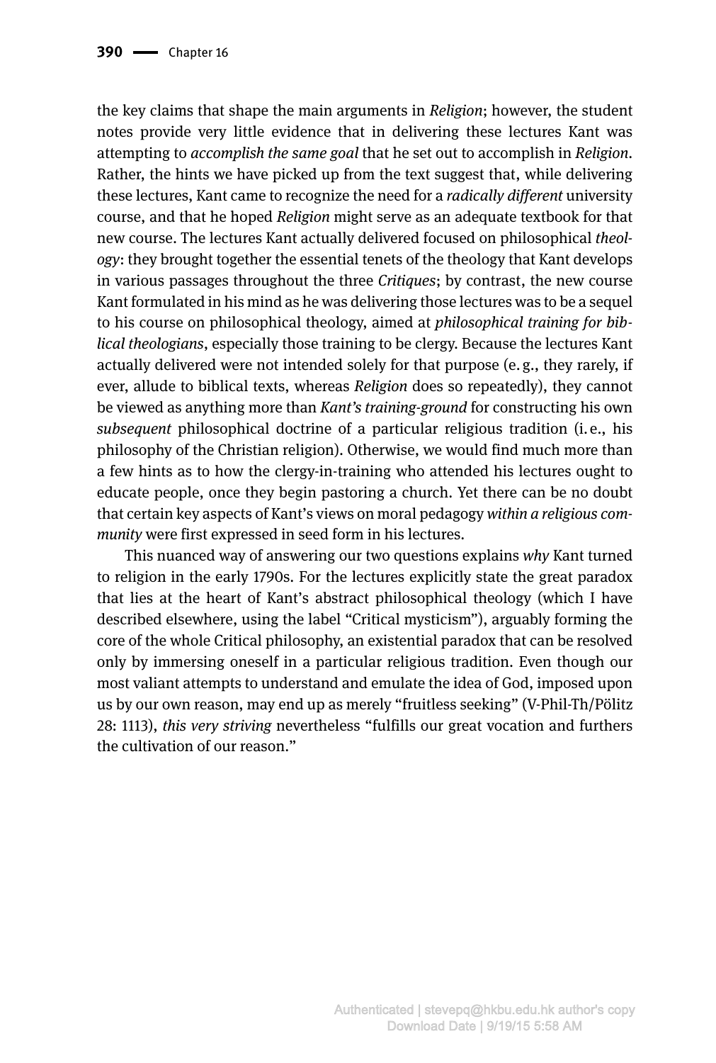the key claims that shape the main arguments in *Religion*; however, the student notes provide very little evidence that in delivering these lectures Kant was attempting to *accomplish the same goal* that he set out to accomplish in *Religion*. Rather, the hints we have picked up from the text suggest that, while delivering these lectures, Kant came to recognize the need for a *radically different* university course, and that he hoped *Religion* might serve as an adequate textbook for that new course. The lectures Kant actually delivered focused on philosophical *theology*: they brought together the essential tenets of the theology that Kant develops in various passages throughout the three *Critiques*; by contrast, the new course Kant formulated in his mind as he was delivering those lectures was to be a sequel to his course on philosophical theology, aimed at *philosophical training for biblical theologians*, especially those training to be clergy. Because the lectures Kant actually delivered were not intended solely for that purpose (e. g., they rarely, if ever, allude to biblical texts, whereas *Religion* does so repeatedly), they cannot be viewed as anything more than *Kant's training-ground* for constructing his own *subsequent* philosophical doctrine of a particular religious tradition (i. e., his philosophy of the Christian religion). Otherwise, we would find much more than a few hints as to how the clergy-in-training who attended his lectures ought to educate people, once they begin pastoring a church. Yet there can be no doubt that certain key aspects of Kant's views on moral pedagogy *within a religious community* were first expressed in seed form in his lectures.

This nuanced way of answering our two questions explains *why* Kant turned to religion in the early 1790s. For the lectures explicitly state the great paradox that lies at the heart of Kant's abstract philosophical theology (which I have described elsewhere, using the label "Critical mysticism"), arguably forming the core of the whole Critical philosophy, an existential paradox that can be resolved only by immersing oneself in a particular religious tradition. Even though our most valiant attempts to understand and emulate the idea of God, imposed upon us by our own reason, may end up as merely "fruitless seeking" (V-Phil-Th/Pölitz 28: 1113), *this very striving* nevertheless "fulfills our great vocation and furthers the cultivation of our reason."